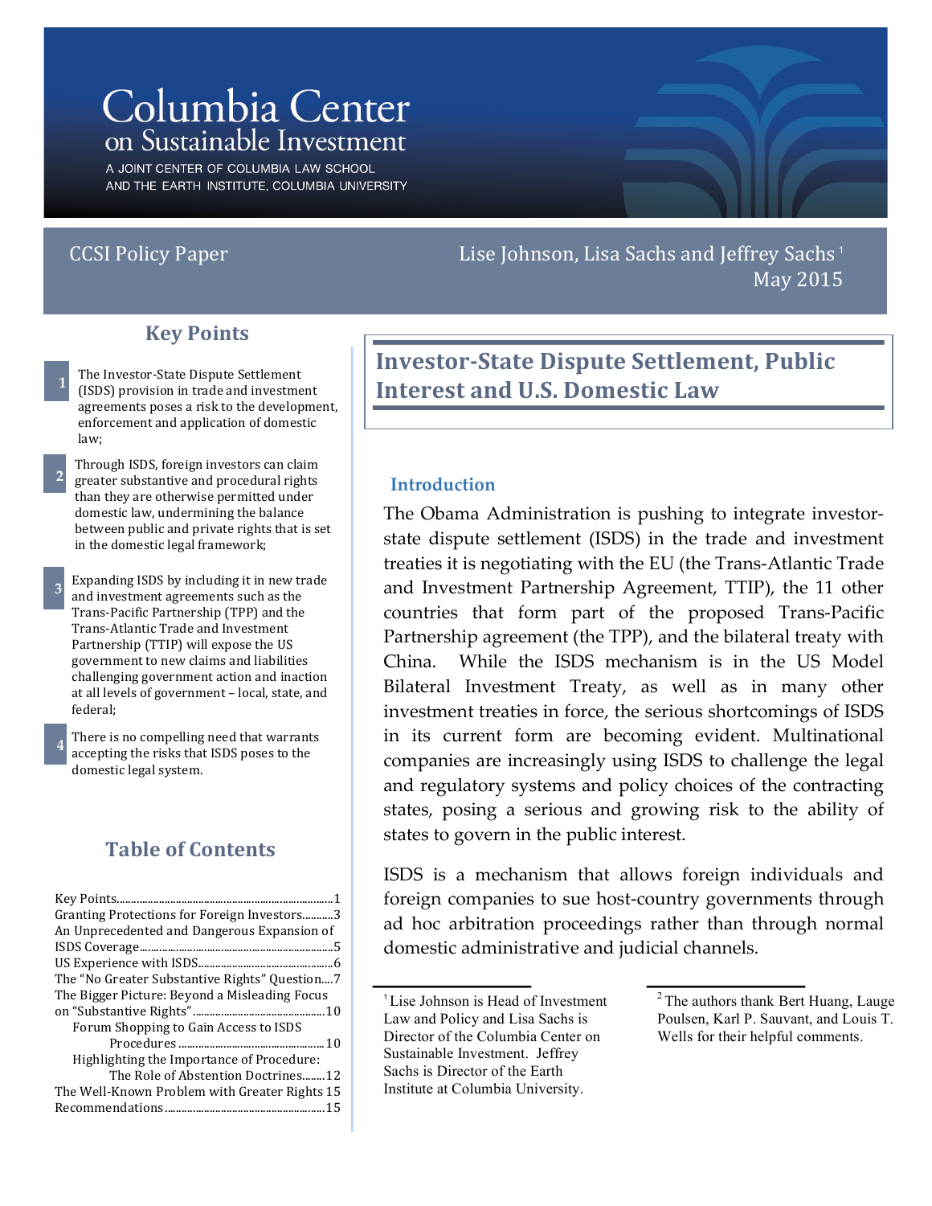# Columbia Center on Sustainable Investment

A JOINT CENTER OF COLUMBIA LAW SCHOOL AND THE EARTH INSTITUTE, COLUMBIA UNIVERSITY

CCSI Policy Paper

Lise Johnson, Lisa Sachs and Jeffrey Sachs [1]

May 2015

# Investor-State Dispute Settlement, Public Interest and U.S. Domestic Law

## Key Points

1. The Investor-State Dispute Settlement (ISDS) provision in trade and investment agreements poses a risk to the development, enforcement and application of domestic law;
2. Through ISDS, foreign investors can claim greater substantive and procedural rights than they are otherwise permitted under domestic law, undermining the balance between public and private rights that is set in the domestic legal framework;
3. Expanding ISDS by including it in new trade and investment agreements such as the Trans-Pacific Partnership (TPP) and the Trans-Atlantic Trade and Investment Partnership (TTIP) will expose the US government to new claims and liabilities challenging government action and inaction at all levels of government – local, state, and federal;
4. There is no compelling need that warrants accepting the risks that ISDS poses to the domestic legal system.

## Table of Contents

- Key Points ........ 1
- Granting Protections for Foreign Investors ........ 3
- An Unprecedented and Dangerous Expansion of ISDS Coverage ........ 5
- US Experience with ISDS ........ 6
- The "No Greater Substantive Rights" Question ........ 7
- The Bigger Picture: Beyond a Misleading Focus on "Substantive Rights" ........ 10
  - Forum Shopping to Gain Access to ISDS Procedures ........ 10
  - Highlighting the Importance of Procedure: The Role of Abstention Doctrines ........ 12
- The Well-Known Problem with Greater Rights ........ 15
- Recommendations ........ 15

## Introduction

The Obama Administration is pushing to integrate investor-state dispute settlement (ISDS) in the trade and investment treaties it is negotiating with the EU (the Trans-Atlantic Trade and Investment Partnership Agreement, TTIP), the 11 other countries that form part of the proposed Trans-Pacific Partnership agreement (the TPP), and the bilateral treaty with China. While the ISDS mechanism is in the US Model Bilateral Investment Treaty, as well as in many other investment treaties in force, the serious shortcomings of ISDS in its current form are becoming evident. Multinational companies are increasingly using ISDS to challenge the legal and regulatory systems and policy choices of the contracting states, posing a serious and growing risk to the ability of states to govern in the public interest.

ISDS is a mechanism that allows foreign individuals and foreign companies to sue host-country governments through ad hoc arbitration proceedings rather than through normal domestic administrative and judicial channels.

---

[1] Lise Johnson is Head of Investment Law and Policy and Lisa Sachs is Director of the Columbia Center on Sustainable Investment. Jeffrey Sachs is Director of the Earth Institute at Columbia University.

[2] The authors thank Bert Huang, Lauge Poulsen, Karl P. Sauvant, and Louis T. Wells for their helpful comments.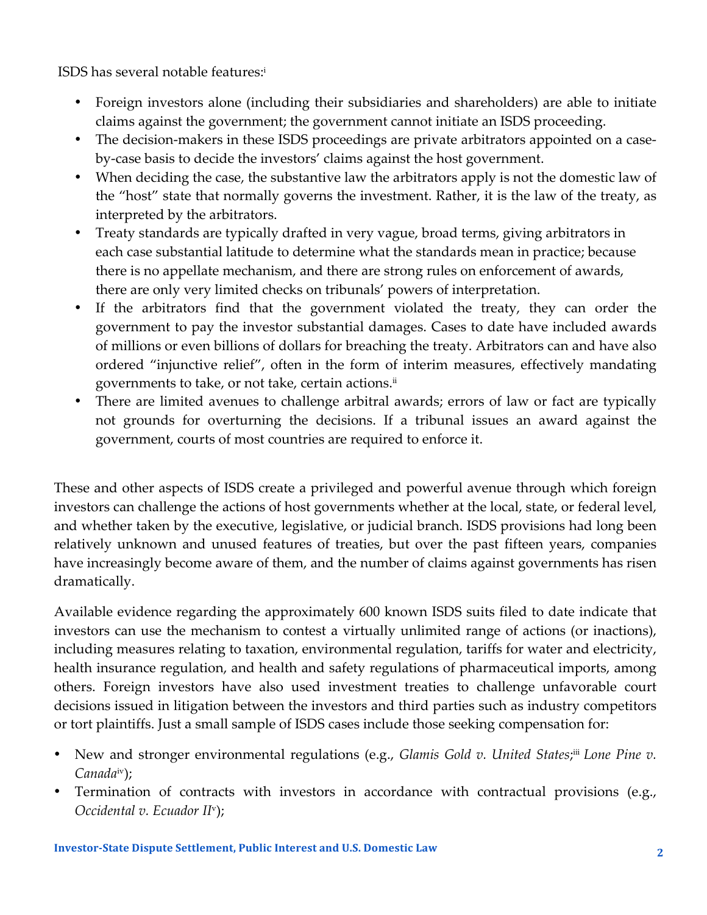ISDS has several notable features:[i]

- Foreign investors alone (including their subsidiaries and shareholders) are able to initiate claims against the government; the government cannot initiate an ISDS proceeding.
- The decision-makers in these ISDS proceedings are private arbitrators appointed on a case-by-case basis to decide the investors' claims against the host government.
- When deciding the case, the substantive law the arbitrators apply is not the domestic law of the "host" state that normally governs the investment. Rather, it is the law of the treaty, as interpreted by the arbitrators.
- Treaty standards are typically drafted in very vague, broad terms, giving arbitrators in each case substantial latitude to determine what the standards mean in practice; because there is no appellate mechanism, and there are strong rules on enforcement of awards, there are only very limited checks on tribunals' powers of interpretation.
- If the arbitrators find that the government violated the treaty, they can order the government to pay the investor substantial damages. Cases to date have included awards of millions or even billions of dollars for breaching the treaty. Arbitrators can and have also ordered "injunctive relief", often in the form of interim measures, effectively mandating governments to take, or not take, certain actions.[ii]
- There are limited avenues to challenge arbitral awards; errors of law or fact are typically not grounds for overturning the decisions. If a tribunal issues an award against the government, courts of most countries are required to enforce it.

These and other aspects of ISDS create a privileged and powerful avenue through which foreign investors can challenge the actions of host governments whether at the local, state, or federal level, and whether taken by the executive, legislative, or judicial branch. ISDS provisions had long been relatively unknown and unused features of treaties, but over the past fifteen years, companies have increasingly become aware of them, and the number of claims against governments has risen dramatically.

Available evidence regarding the approximately 600 known ISDS suits filed to date indicate that investors can use the mechanism to contest a virtually unlimited range of actions (or inactions), including measures relating to taxation, environmental regulation, tariffs for water and electricity, health insurance regulation, and health and safety regulations of pharmaceutical imports, among others. Foreign investors have also used investment treaties to challenge unfavorable court decisions issued in litigation between the investors and third parties such as industry competitors or tort plaintiffs. Just a small sample of ISDS cases include those seeking compensation for:

- New and stronger environmental regulations (e.g., *Glamis Gold v. United States*;[iii] *Lone Pine v. Canada*[iv]);
- Termination of contracts with investors in accordance with contractual provisions (e.g., *Occidental v. Ecuador II*[v]);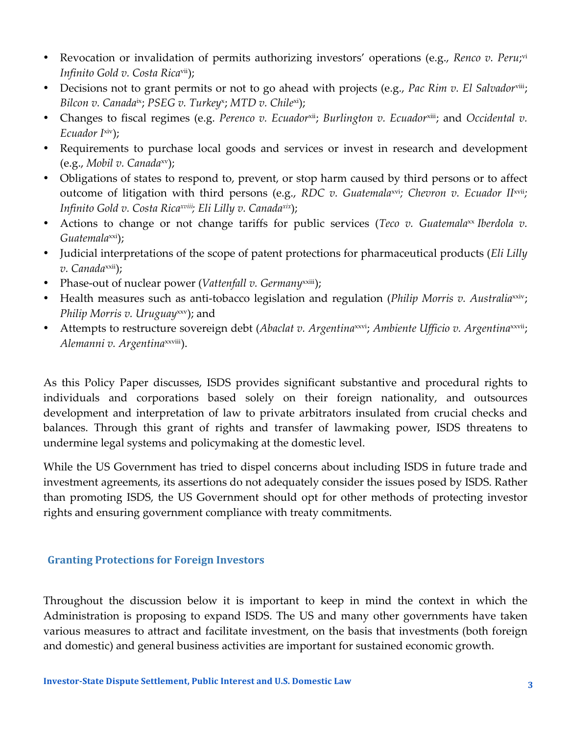- Revocation or invalidation of permits authorizing investors' operations (e.g., *Renco v. Peru;*[vi] *Infinito Gold v. Costa Rica*[vii]);
- Decisions not to grant permits or not to go ahead with projects (e.g., *Pac Rim v. El Salvador*[viii]; *Bilcon v. Canada*[ix]; *PSEG v. Turkey*[x]; *MTD v. Chile*[xi]);
- Changes to fiscal regimes (e.g. *Perenco v. Ecuador*[xii]; *Burlington v. Ecuador*[xiii]; and *Occidental v. Ecuador I*[xiv]);
- Requirements to purchase local goods and services or invest in research and development (e.g., *Mobil v. Canada*[xv]);
- Obligations of states to respond to, prevent, or stop harm caused by third persons or to affect outcome of litigation with third persons (e.g., *RDC v. Guatemala*[xvi]*; Chevron v. Ecuador II*[xvii]*; Infinito Gold v. Costa Rica*[xviii]*; Eli Lilly v. Canada*[xix]);
- Actions to change or not change tariffs for public services (*Teco v. Guatemala*[xx] *Iberdola v. Guatemala*[xxi]);
- Judicial interpretations of the scope of patent protections for pharmaceutical products (*Eli Lilly v. Canada*[xxii]);
- Phase-out of nuclear power (*Vattenfall v. Germany*[xxiii]);
- Health measures such as anti-tobacco legislation and regulation (*Philip Morris v. Australia*[xxiv]; *Philip Morris v. Uruguay*[xxv]); and
- Attempts to restructure sovereign debt (*Abaclat v. Argentina*[xxvi]; *Ambiente Ufficio v. Argentina*[xxvii]; *Alemanni v. Argentina*[xxviii]).

As this Policy Paper discusses, ISDS provides significant substantive and procedural rights to individuals and corporations based solely on their foreign nationality, and outsources development and interpretation of law to private arbitrators insulated from crucial checks and balances. Through this grant of rights and transfer of lawmaking power, ISDS threatens to undermine legal systems and policymaking at the domestic level.

While the US Government has tried to dispel concerns about including ISDS in future trade and investment agreements, its assertions do not adequately consider the issues posed by ISDS. Rather than promoting ISDS, the US Government should opt for other methods of protecting investor rights and ensuring government compliance with treaty commitments.

## Granting Protections for Foreign Investors

Throughout the discussion below it is important to keep in mind the context in which the Administration is proposing to expand ISDS. The US and many other governments have taken various measures to attract and facilitate investment, on the basis that investments (both foreign and domestic) and general business activities are important for sustained economic growth.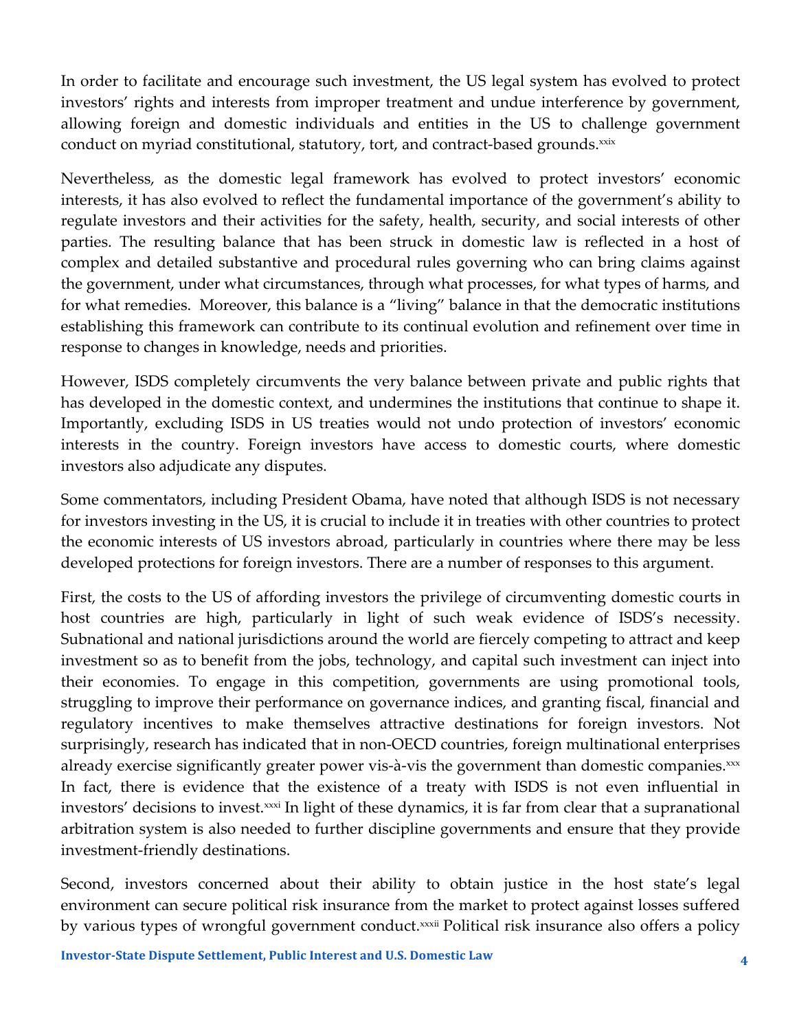In order to facilitate and encourage such investment, the US legal system has evolved to protect investors' rights and interests from improper treatment and undue interference by government, allowing foreign and domestic individuals and entities in the US to challenge government conduct on myriad constitutional, statutory, tort, and contract-based grounds.[xxix]

Nevertheless, as the domestic legal framework has evolved to protect investors' economic interests, it has also evolved to reflect the fundamental importance of the government's ability to regulate investors and their activities for the safety, health, security, and social interests of other parties. The resulting balance that has been struck in domestic law is reflected in a host of complex and detailed substantive and procedural rules governing who can bring claims against the government, under what circumstances, through what processes, for what types of harms, and for what remedies. Moreover, this balance is a "living" balance in that the democratic institutions establishing this framework can contribute to its continual evolution and refinement over time in response to changes in knowledge, needs and priorities.

However, ISDS completely circumvents the very balance between private and public rights that has developed in the domestic context, and undermines the institutions that continue to shape it. Importantly, excluding ISDS in US treaties would not undo protection of investors' economic interests in the country. Foreign investors have access to domestic courts, where domestic investors also adjudicate any disputes.

Some commentators, including President Obama, have noted that although ISDS is not necessary for investors investing in the US, it is crucial to include it in treaties with other countries to protect the economic interests of US investors abroad, particularly in countries where there may be less developed protections for foreign investors. There are a number of responses to this argument.

First, the costs to the US of affording investors the privilege of circumventing domestic courts in host countries are high, particularly in light of such weak evidence of ISDS's necessity. Subnational and national jurisdictions around the world are fiercely competing to attract and keep investment so as to benefit from the jobs, technology, and capital such investment can inject into their economies. To engage in this competition, governments are using promotional tools, struggling to improve their performance on governance indices, and granting fiscal, financial and regulatory incentives to make themselves attractive destinations for foreign investors. Not surprisingly, research has indicated that in non-OECD countries, foreign multinational enterprises already exercise significantly greater power vis-à-vis the government than domestic companies.[xxx] In fact, there is evidence that the existence of a treaty with ISDS is not even influential in investors' decisions to invest.[xxxi] In light of these dynamics, it is far from clear that a supranational arbitration system is also needed to further discipline governments and ensure that they provide investment-friendly destinations.

Second, investors concerned about their ability to obtain justice in the host state's legal environment can secure political risk insurance from the market to protect against losses suffered by various types of wrongful government conduct.[xxxii] Political risk insurance also offers a policy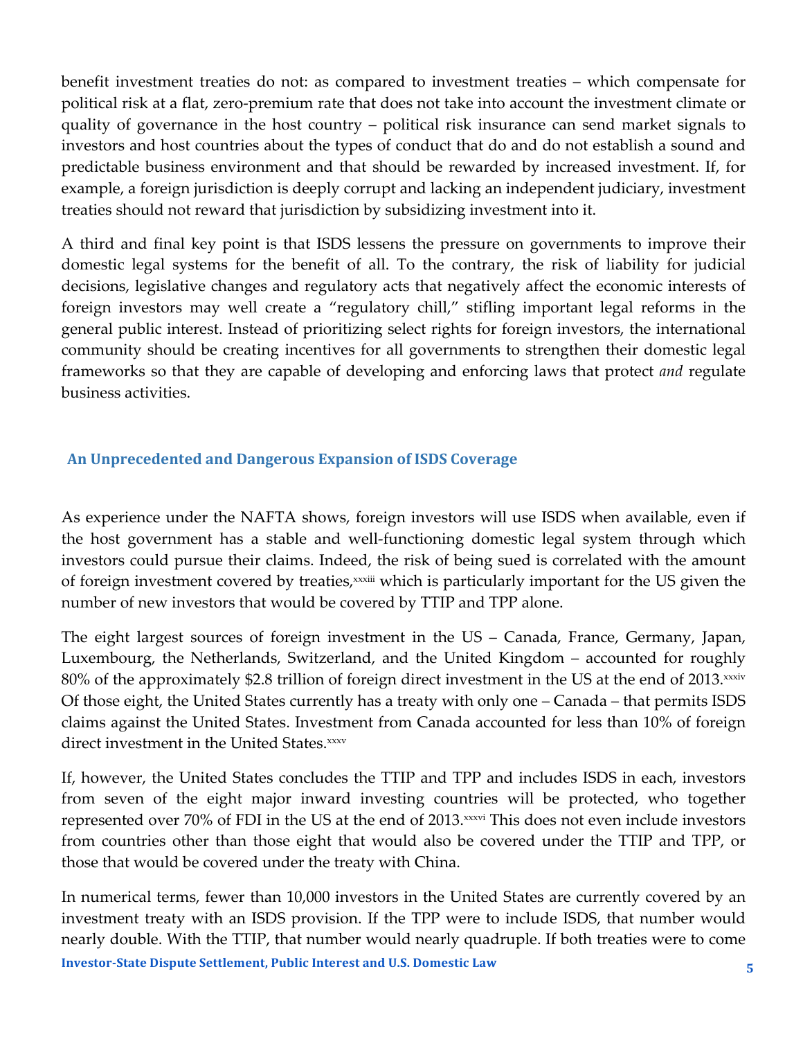benefit investment treaties do not: as compared to investment treaties – which compensate for political risk at a flat, zero-premium rate that does not take into account the investment climate or quality of governance in the host country – political risk insurance can send market signals to investors and host countries about the types of conduct that do and do not establish a sound and predictable business environment and that should be rewarded by increased investment. If, for example, a foreign jurisdiction is deeply corrupt and lacking an independent judiciary, investment treaties should not reward that jurisdiction by subsidizing investment into it.

A third and final key point is that ISDS lessens the pressure on governments to improve their domestic legal systems for the benefit of all. To the contrary, the risk of liability for judicial decisions, legislative changes and regulatory acts that negatively affect the economic interests of foreign investors may well create a "regulatory chill," stifling important legal reforms in the general public interest. Instead of prioritizing select rights for foreign investors, the international community should be creating incentives for all governments to strengthen their domestic legal frameworks so that they are capable of developing and enforcing laws that protect *and* regulate business activities.

## An Unprecedented and Dangerous Expansion of ISDS Coverage

As experience under the NAFTA shows, foreign investors will use ISDS when available, even if the host government has a stable and well-functioning domestic legal system through which investors could pursue their claims. Indeed, the risk of being sued is correlated with the amount of foreign investment covered by treaties,[xxxiii] which is particularly important for the US given the number of new investors that would be covered by TTIP and TPP alone.

The eight largest sources of foreign investment in the US – Canada, France, Germany, Japan, Luxembourg, the Netherlands, Switzerland, and the United Kingdom – accounted for roughly 80% of the approximately $2.8 trillion of foreign direct investment in the US at the end of 2013.[xxxiv] Of those eight, the United States currently has a treaty with only one – Canada – that permits ISDS claims against the United States. Investment from Canada accounted for less than 10% of foreign direct investment in the United States.[xxxv]

If, however, the United States concludes the TTIP and TPP and includes ISDS in each, investors from seven of the eight major inward investing countries will be protected, who together represented over 70% of FDI in the US at the end of 2013.[xxxvi] This does not even include investors from countries other than those eight that would also be covered under the TTIP and TPP, or those that would be covered under the treaty with China.

In numerical terms, fewer than 10,000 investors in the United States are currently covered by an investment treaty with an ISDS provision. If the TPP were to include ISDS, that number would nearly double. With the TTIP, that number would nearly quadruple. If both treaties were to come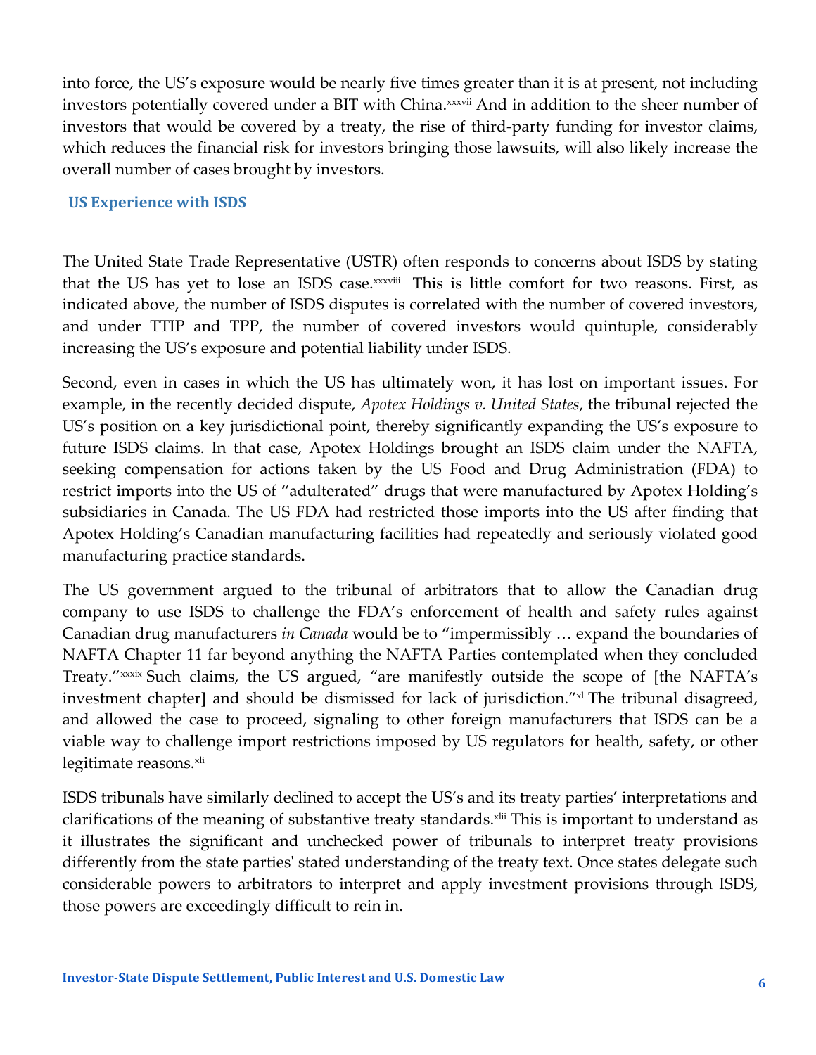into force, the US's exposure would be nearly five times greater than it is at present, not including investors potentially covered under a BIT with China.[xxxvii] And in addition to the sheer number of investors that would be covered by a treaty, the rise of third-party funding for investor claims, which reduces the financial risk for investors bringing those lawsuits, will also likely increase the overall number of cases brought by investors.

## US Experience with ISDS

The United State Trade Representative (USTR) often responds to concerns about ISDS by stating that the US has yet to lose an ISDS case.[xxxviii] This is little comfort for two reasons. First, as indicated above, the number of ISDS disputes is correlated with the number of covered investors, and under TTIP and TPP, the number of covered investors would quintuple, considerably increasing the US's exposure and potential liability under ISDS.

Second, even in cases in which the US has ultimately won, it has lost on important issues. For example, in the recently decided dispute, *Apotex Holdings v. United States*, the tribunal rejected the US's position on a key jurisdictional point, thereby significantly expanding the US's exposure to future ISDS claims. In that case, Apotex Holdings brought an ISDS claim under the NAFTA, seeking compensation for actions taken by the US Food and Drug Administration (FDA) to restrict imports into the US of "adulterated" drugs that were manufactured by Apotex Holding's subsidiaries in Canada. The US FDA had restricted those imports into the US after finding that Apotex Holding's Canadian manufacturing facilities had repeatedly and seriously violated good manufacturing practice standards.

The US government argued to the tribunal of arbitrators that to allow the Canadian drug company to use ISDS to challenge the FDA's enforcement of health and safety rules against Canadian drug manufacturers *in Canada* would be to "impermissibly … expand the boundaries of NAFTA Chapter 11 far beyond anything the NAFTA Parties contemplated when they concluded Treaty."[xxxix] Such claims, the US argued, "are manifestly outside the scope of [the NAFTA's investment chapter] and should be dismissed for lack of jurisdiction."[xl] The tribunal disagreed, and allowed the case to proceed, signaling to other foreign manufacturers that ISDS can be a viable way to challenge import restrictions imposed by US regulators for health, safety, or other legitimate reasons.[xli]

ISDS tribunals have similarly declined to accept the US's and its treaty parties' interpretations and clarifications of the meaning of substantive treaty standards.[xlii] This is important to understand as it illustrates the significant and unchecked power of tribunals to interpret treaty provisions differently from the state parties' stated understanding of the treaty text. Once states delegate such considerable powers to arbitrators to interpret and apply investment provisions through ISDS, those powers are exceedingly difficult to rein in.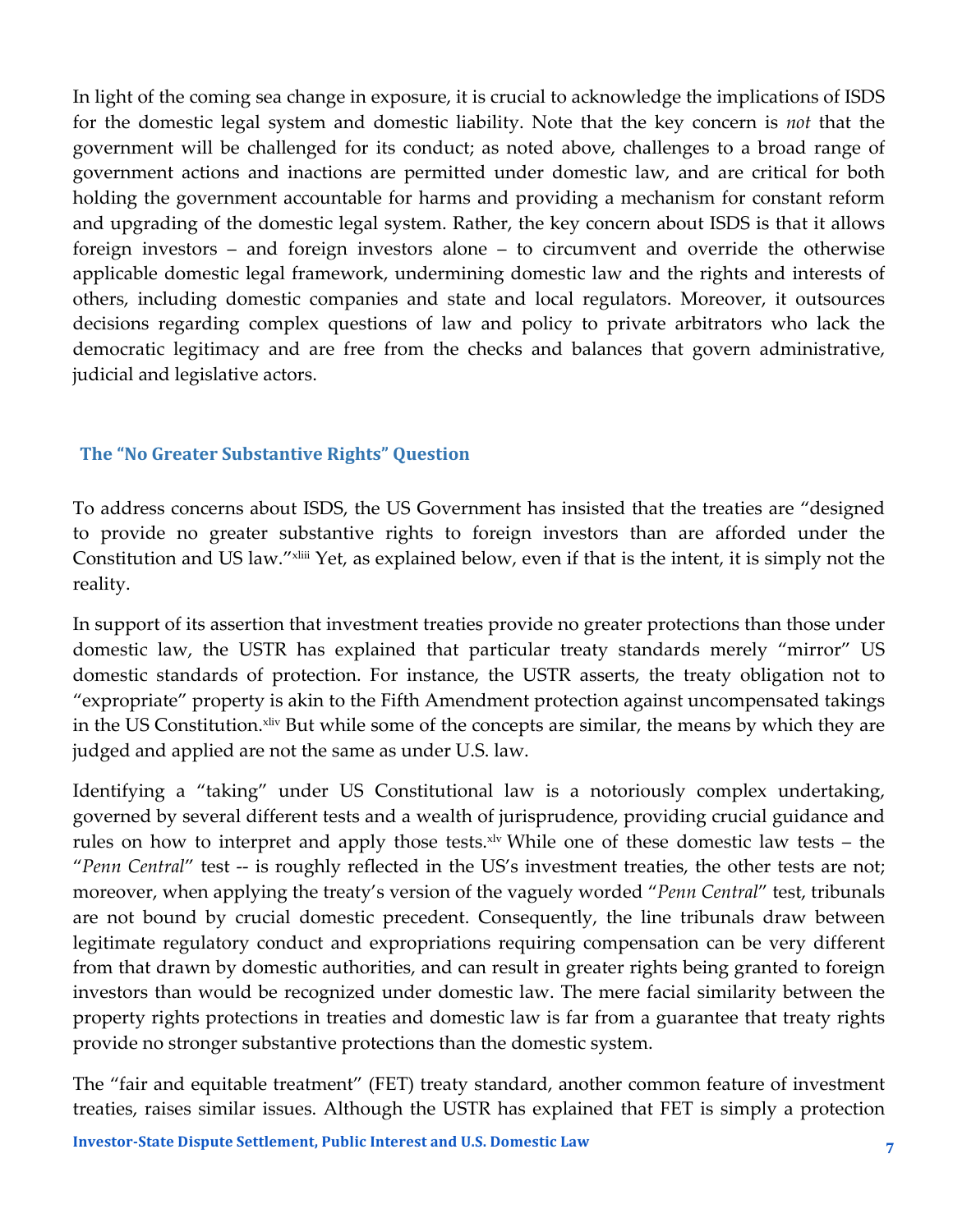In light of the coming sea change in exposure, it is crucial to acknowledge the implications of ISDS for the domestic legal system and domestic liability. Note that the key concern is *not* that the government will be challenged for its conduct; as noted above, challenges to a broad range of government actions and inactions are permitted under domestic law, and are critical for both holding the government accountable for harms and providing a mechanism for constant reform and upgrading of the domestic legal system. Rather, the key concern about ISDS is that it allows foreign investors – and foreign investors alone – to circumvent and override the otherwise applicable domestic legal framework, undermining domestic law and the rights and interests of others, including domestic companies and state and local regulators. Moreover, it outsources decisions regarding complex questions of law and policy to private arbitrators who lack the democratic legitimacy and are free from the checks and balances that govern administrative, judicial and legislative actors.

## The "No Greater Substantive Rights" Question

To address concerns about ISDS, the US Government has insisted that the treaties are "designed to provide no greater substantive rights to foreign investors than are afforded under the Constitution and US law."[xliii] Yet, as explained below, even if that is the intent, it is simply not the reality.

In support of its assertion that investment treaties provide no greater protections than those under domestic law, the USTR has explained that particular treaty standards merely "mirror" US domestic standards of protection. For instance, the USTR asserts, the treaty obligation not to "expropriate" property is akin to the Fifth Amendment protection against uncompensated takings in the US Constitution.[xliv] But while some of the concepts are similar, the means by which they are judged and applied are not the same as under U.S. law.

Identifying a "taking" under US Constitutional law is a notoriously complex undertaking, governed by several different tests and a wealth of jurisprudence, providing crucial guidance and rules on how to interpret and apply those tests.[xlv] While one of these domestic law tests – the "*Penn Central*" test -- is roughly reflected in the US's investment treaties, the other tests are not; moreover, when applying the treaty's version of the vaguely worded "*Penn Central*" test, tribunals are not bound by crucial domestic precedent. Consequently, the line tribunals draw between legitimate regulatory conduct and expropriations requiring compensation can be very different from that drawn by domestic authorities, and can result in greater rights being granted to foreign investors than would be recognized under domestic law. The mere facial similarity between the property rights protections in treaties and domestic law is far from a guarantee that treaty rights provide no stronger substantive protections than the domestic system.

The "fair and equitable treatment" (FET) treaty standard, another common feature of investment treaties, raises similar issues. Although the USTR has explained that FET is simply a protection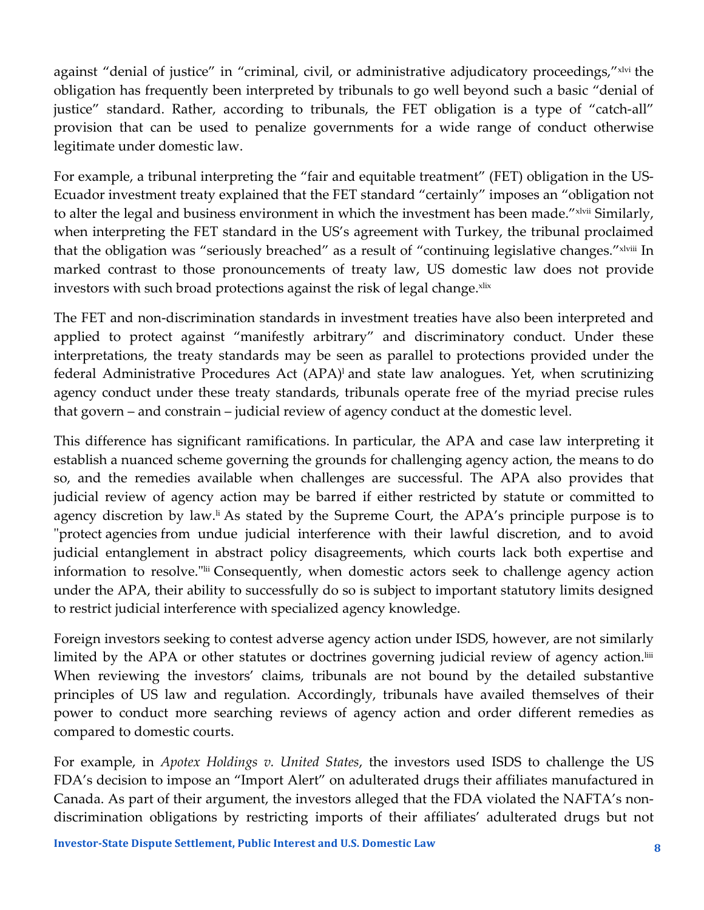against "denial of justice" in "criminal, civil, or administrative adjudicatory proceedings,"[xlvi] the obligation has frequently been interpreted by tribunals to go well beyond such a basic "denial of justice" standard. Rather, according to tribunals, the FET obligation is a type of "catch-all" provision that can be used to penalize governments for a wide range of conduct otherwise legitimate under domestic law.

For example, a tribunal interpreting the "fair and equitable treatment" (FET) obligation in the US-Ecuador investment treaty explained that the FET standard "certainly" imposes an "obligation not to alter the legal and business environment in which the investment has been made."[xlvii] Similarly, when interpreting the FET standard in the US's agreement with Turkey, the tribunal proclaimed that the obligation was "seriously breached" as a result of "continuing legislative changes."[xlviii] In marked contrast to those pronouncements of treaty law, US domestic law does not provide investors with such broad protections against the risk of legal change.[xlix]

The FET and non-discrimination standards in investment treaties have also been interpreted and applied to protect against "manifestly arbitrary" and discriminatory conduct. Under these interpretations, the treaty standards may be seen as parallel to protections provided under the federal Administrative Procedures Act (APA)[l] and state law analogues. Yet, when scrutinizing agency conduct under these treaty standards, tribunals operate free of the myriad precise rules that govern – and constrain – judicial review of agency conduct at the domestic level.

This difference has significant ramifications. In particular, the APA and case law interpreting it establish a nuanced scheme governing the grounds for challenging agency action, the means to do so, and the remedies available when challenges are successful. The APA also provides that judicial review of agency action may be barred if either restricted by statute or committed to agency discretion by law.[li] As stated by the Supreme Court, the APA's principle purpose is to "protect agencies from undue judicial interference with their lawful discretion, and to avoid judicial entanglement in abstract policy disagreements, which courts lack both expertise and information to resolve."[lii] Consequently, when domestic actors seek to challenge agency action under the APA, their ability to successfully do so is subject to important statutory limits designed to restrict judicial interference with specialized agency knowledge.

Foreign investors seeking to contest adverse agency action under ISDS, however, are not similarly limited by the APA or other statutes or doctrines governing judicial review of agency action.[liii] When reviewing the investors' claims, tribunals are not bound by the detailed substantive principles of US law and regulation. Accordingly, tribunals have availed themselves of their power to conduct more searching reviews of agency action and order different remedies as compared to domestic courts.

For example, in *Apotex Holdings v. United States*, the investors used ISDS to challenge the US FDA's decision to impose an "Import Alert" on adulterated drugs their affiliates manufactured in Canada. As part of their argument, the investors alleged that the FDA violated the NAFTA's non-discrimination obligations by restricting imports of their affiliates' adulterated drugs but not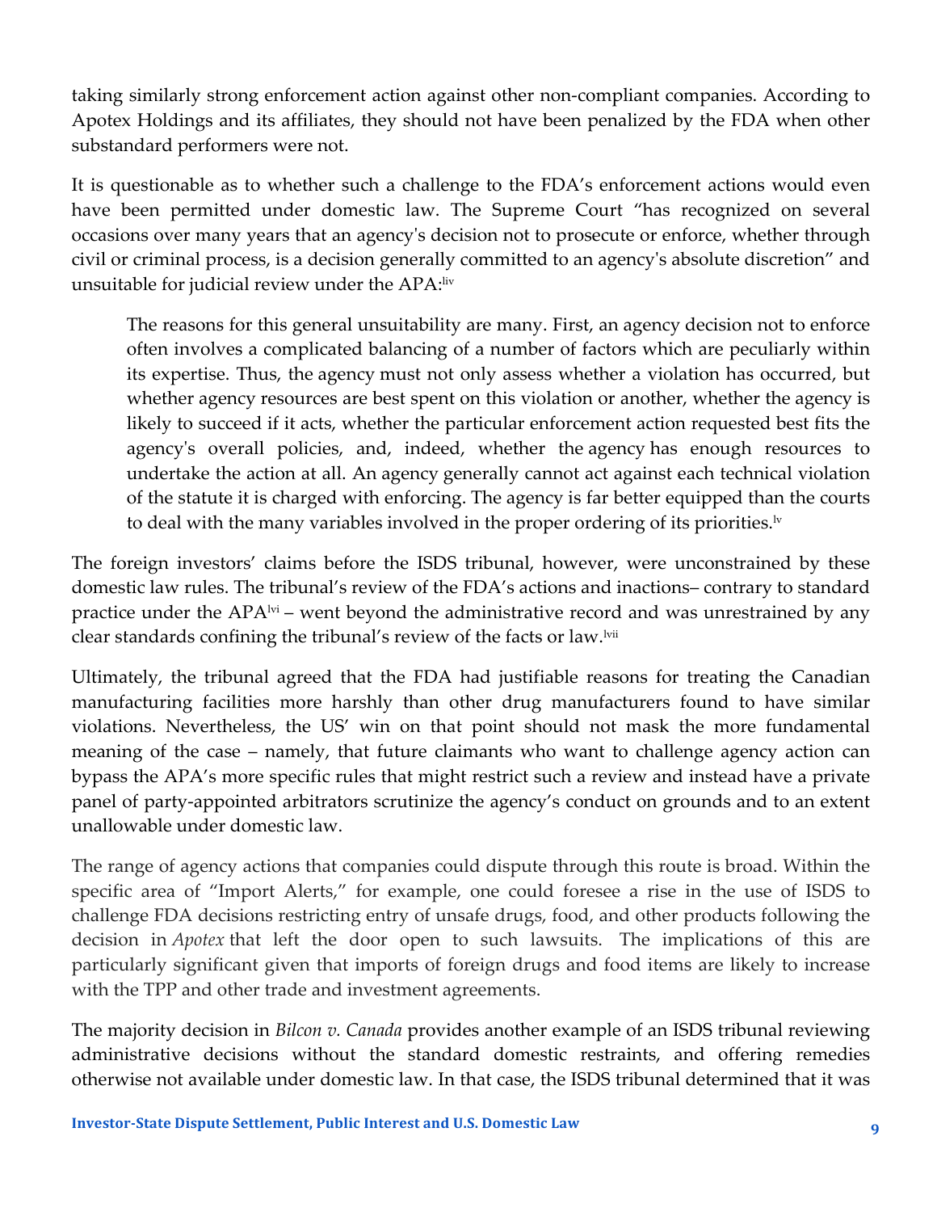taking similarly strong enforcement action against other non-compliant companies. According to Apotex Holdings and its affiliates, they should not have been penalized by the FDA when other substandard performers were not.

It is questionable as to whether such a challenge to the FDA's enforcement actions would even have been permitted under domestic law. The Supreme Court "has recognized on several occasions over many years that an agency's decision not to prosecute or enforce, whether through civil or criminal process, is a decision generally committed to an agency's absolute discretion" and unsuitable for judicial review under the APA:[liv]

> The reasons for this general unsuitability are many. First, an agency decision not to enforce often involves a complicated balancing of a number of factors which are peculiarly within its expertise. Thus, the agency must not only assess whether a violation has occurred, but whether agency resources are best spent on this violation or another, whether the agency is likely to succeed if it acts, whether the particular enforcement action requested best fits the agency's overall policies, and, indeed, whether the agency has enough resources to undertake the action at all. An agency generally cannot act against each technical violation of the statute it is charged with enforcing. The agency is far better equipped than the courts to deal with the many variables involved in the proper ordering of its priorities.[lv]

The foreign investors' claims before the ISDS tribunal, however, were unconstrained by these domestic law rules. The tribunal's review of the FDA's actions and inactions– contrary to standard practice under the APA[lvi] – went beyond the administrative record and was unrestrained by any clear standards confining the tribunal's review of the facts or law.[lvii]

Ultimately, the tribunal agreed that the FDA had justifiable reasons for treating the Canadian manufacturing facilities more harshly than other drug manufacturers found to have similar violations. Nevertheless, the US' win on that point should not mask the more fundamental meaning of the case – namely, that future claimants who want to challenge agency action can bypass the APA's more specific rules that might restrict such a review and instead have a private panel of party-appointed arbitrators scrutinize the agency's conduct on grounds and to an extent unallowable under domestic law.

The range of agency actions that companies could dispute through this route is broad. Within the specific area of "Import Alerts," for example, one could foresee a rise in the use of ISDS to challenge FDA decisions restricting entry of unsafe drugs, food, and other products following the decision in *Apotex* that left the door open to such lawsuits. The implications of this are particularly significant given that imports of foreign drugs and food items are likely to increase with the TPP and other trade and investment agreements.

The majority decision in *Bilcon v. Canada* provides another example of an ISDS tribunal reviewing administrative decisions without the standard domestic restraints, and offering remedies otherwise not available under domestic law. In that case, the ISDS tribunal determined that it was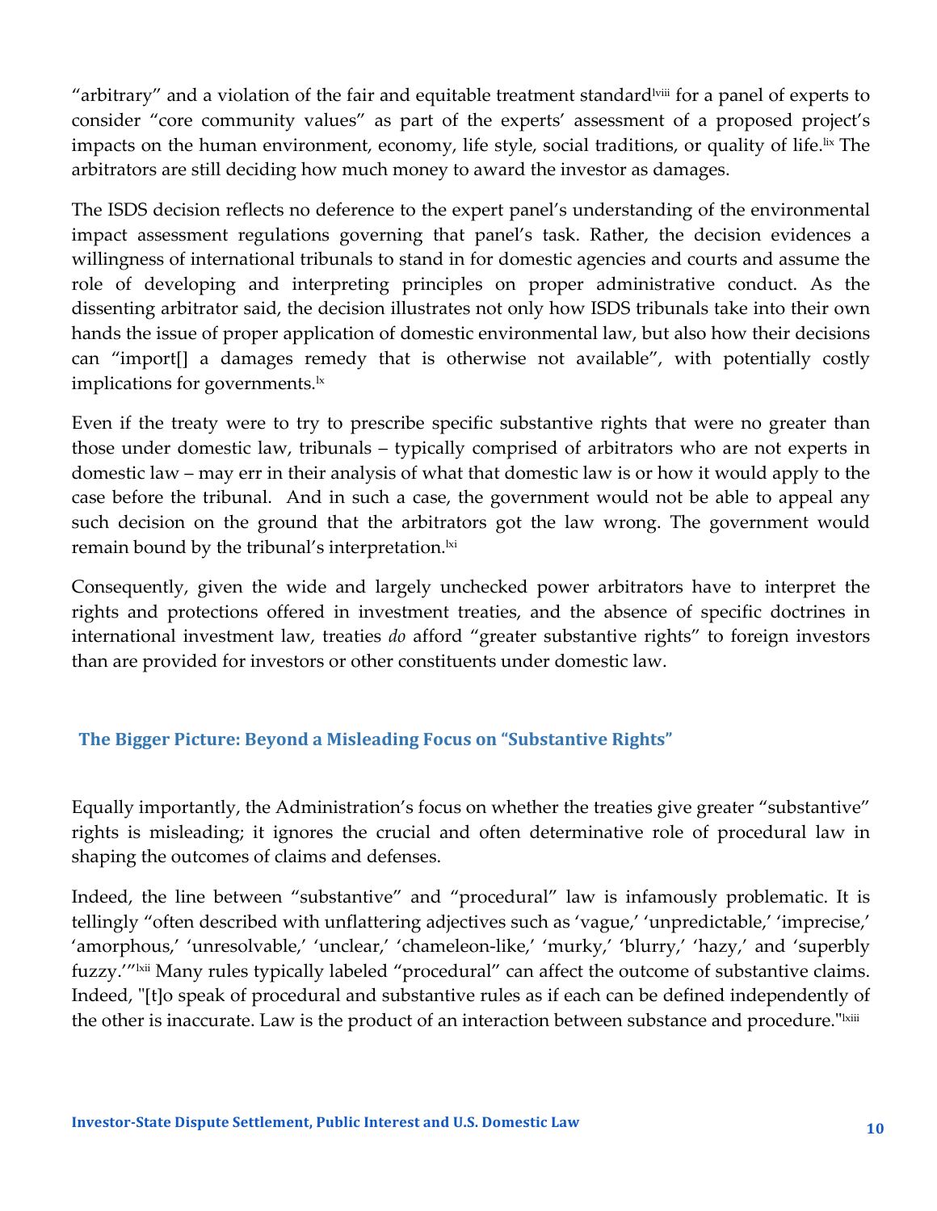"arbitrary" and a violation of the fair and equitable treatment standard[lviii] for a panel of experts to consider "core community values" as part of the experts' assessment of a proposed project's impacts on the human environment, economy, life style, social traditions, or quality of life.[lix] The arbitrators are still deciding how much money to award the investor as damages.

The ISDS decision reflects no deference to the expert panel's understanding of the environmental impact assessment regulations governing that panel's task. Rather, the decision evidences a willingness of international tribunals to stand in for domestic agencies and courts and assume the role of developing and interpreting principles on proper administrative conduct. As the dissenting arbitrator said, the decision illustrates not only how ISDS tribunals take into their own hands the issue of proper application of domestic environmental law, but also how their decisions can "import[] a damages remedy that is otherwise not available", with potentially costly implications for governments.[lx]

Even if the treaty were to try to prescribe specific substantive rights that were no greater than those under domestic law, tribunals – typically comprised of arbitrators who are not experts in domestic law – may err in their analysis of what that domestic law is or how it would apply to the case before the tribunal. And in such a case, the government would not be able to appeal any such decision on the ground that the arbitrators got the law wrong. The government would remain bound by the tribunal's interpretation.[lxi]

Consequently, given the wide and largely unchecked power arbitrators have to interpret the rights and protections offered in investment treaties, and the absence of specific doctrines in international investment law, treaties *do* afford "greater substantive rights" to foreign investors than are provided for investors or other constituents under domestic law.

## The Bigger Picture: Beyond a Misleading Focus on "Substantive Rights"

Equally importantly, the Administration's focus on whether the treaties give greater "substantive" rights is misleading; it ignores the crucial and often determinative role of procedural law in shaping the outcomes of claims and defenses.

Indeed, the line between "substantive" and "procedural" law is infamously problematic. It is tellingly "often described with unflattering adjectives such as 'vague,' 'unpredictable,' 'imprecise,' 'amorphous,' 'unresolvable,' 'unclear,' 'chameleon-like,' 'murky,' 'blurry,' 'hazy,' and 'superbly fuzzy.'"[lxii] Many rules typically labeled "procedural" can affect the outcome of substantive claims. Indeed, "[t]o speak of procedural and substantive rules as if each can be defined independently of the other is inaccurate. Law is the product of an interaction between substance and procedure."[lxiii]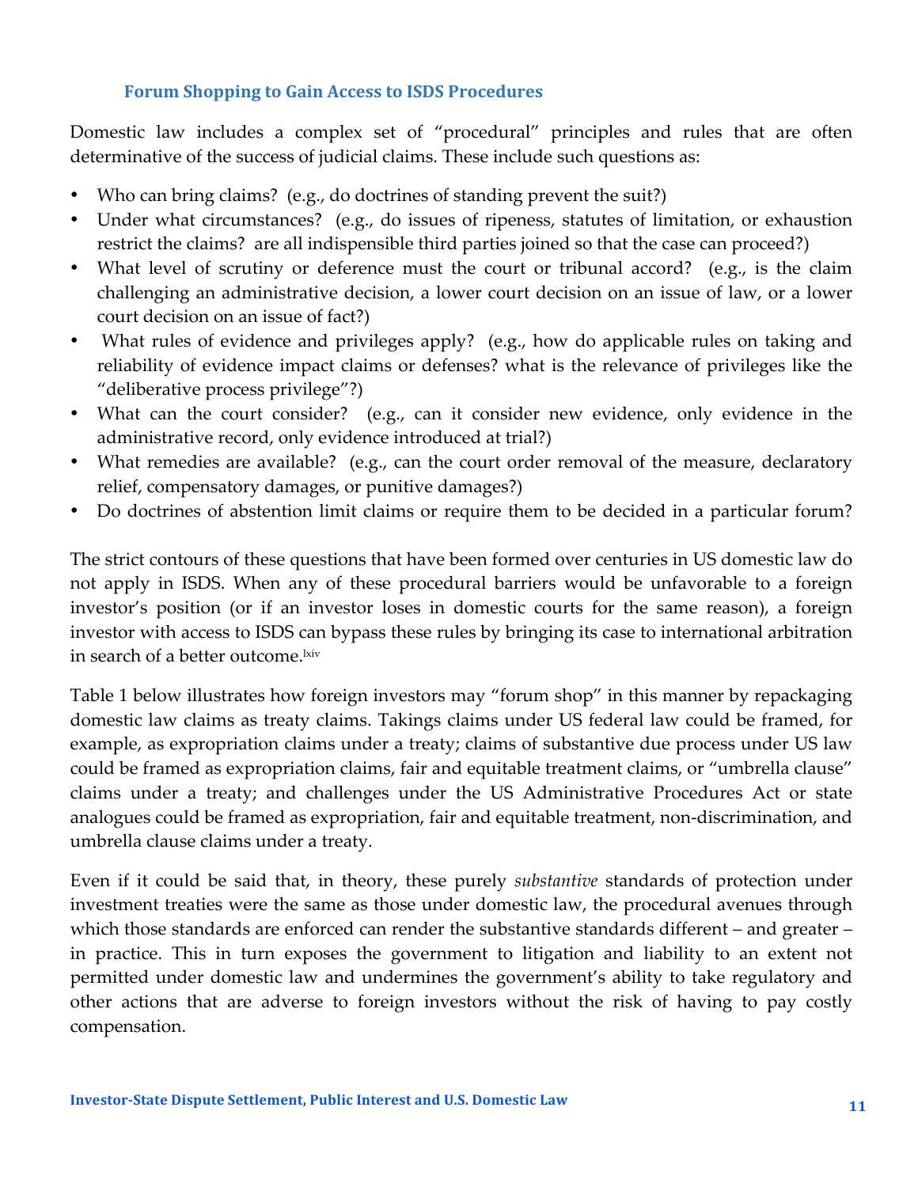### Forum Shopping to Gain Access to ISDS Procedures

Domestic law includes a complex set of "procedural" principles and rules that are often determinative of the success of judicial claims. These include such questions as:

- Who can bring claims? (e.g., do doctrines of standing prevent the suit?)
- Under what circumstances? (e.g., do issues of ripeness, statutes of limitation, or exhaustion restrict the claims? are all indispensible third parties joined so that the case can proceed?)
- What level of scrutiny or deference must the court or tribunal accord? (e.g., is the claim challenging an administrative decision, a lower court decision on an issue of law, or a lower court decision on an issue of fact?)
- What rules of evidence and privileges apply? (e.g., how do applicable rules on taking and reliability of evidence impact claims or defenses? what is the relevance of privileges like the "deliberative process privilege"?)
- What can the court consider? (e.g., can it consider new evidence, only evidence in the administrative record, only evidence introduced at trial?)
- What remedies are available? (e.g., can the court order removal of the measure, declaratory relief, compensatory damages, or punitive damages?)
- Do doctrines of abstention limit claims or require them to be decided in a particular forum?

The strict contours of these questions that have been formed over centuries in US domestic law do not apply in ISDS. When any of these procedural barriers would be unfavorable to a foreign investor's position (or if an investor loses in domestic courts for the same reason), a foreign investor with access to ISDS can bypass these rules by bringing its case to international arbitration in search of a better outcome.[lxiv]

Table 1 below illustrates how foreign investors may "forum shop" in this manner by repackaging domestic law claims as treaty claims. Takings claims under US federal law could be framed, for example, as expropriation claims under a treaty; claims of substantive due process under US law could be framed as expropriation claims, fair and equitable treatment claims, or "umbrella clause" claims under a treaty; and challenges under the US Administrative Procedures Act or state analogues could be framed as expropriation, fair and equitable treatment, non-discrimination, and umbrella clause claims under a treaty.

Even if it could be said that, in theory, these purely *substantive* standards of protection under investment treaties were the same as those under domestic law, the procedural avenues through which those standards are enforced can render the substantive standards different – and greater – in practice. This in turn exposes the government to litigation and liability to an extent not permitted under domestic law and undermines the government's ability to take regulatory and other actions that are adverse to foreign investors without the risk of having to pay costly compensation.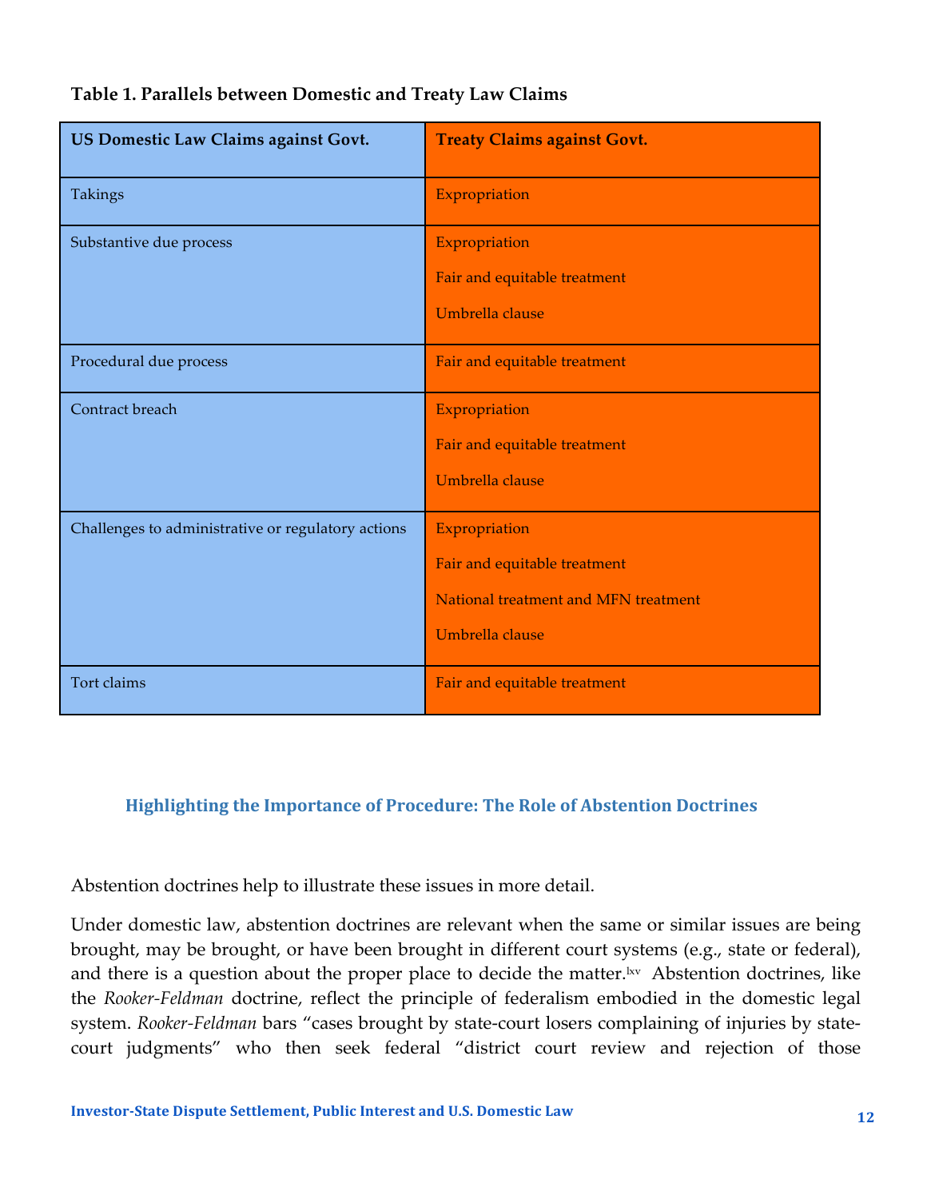**Table 1. Parallels between Domestic and Treaty Law Claims**

| US Domestic Law Claims against Govt. | Treaty Claims against Govt. |
|---|---|
| Takings | Expropriation |
| Substantive due process | Expropriation<br>Fair and equitable treatment<br>Umbrella clause |
| Procedural due process | Fair and equitable treatment |
| Contract breach | Expropriation<br>Fair and equitable treatment<br>Umbrella clause |
| Challenges to administrative or regulatory actions | Expropriation<br>Fair and equitable treatment<br>National treatment and MFN treatment<br>Umbrella clause |
| Tort claims | Fair and equitable treatment |

## Highlighting the Importance of Procedure: The Role of Abstention Doctrines

Abstention doctrines help to illustrate these issues in more detail.

Under domestic law, abstention doctrines are relevant when the same or similar issues are being brought, may be brought, or have been brought in different court systems (e.g., state or federal), and there is a question about the proper place to decide the matter.[lxv] Abstention doctrines, like the *Rooker-Feldman* doctrine, reflect the principle of federalism embodied in the domestic legal system. *Rooker-Feldman* bars "cases brought by state-court losers complaining of injuries by state-court judgments" who then seek federal "district court review and rejection of those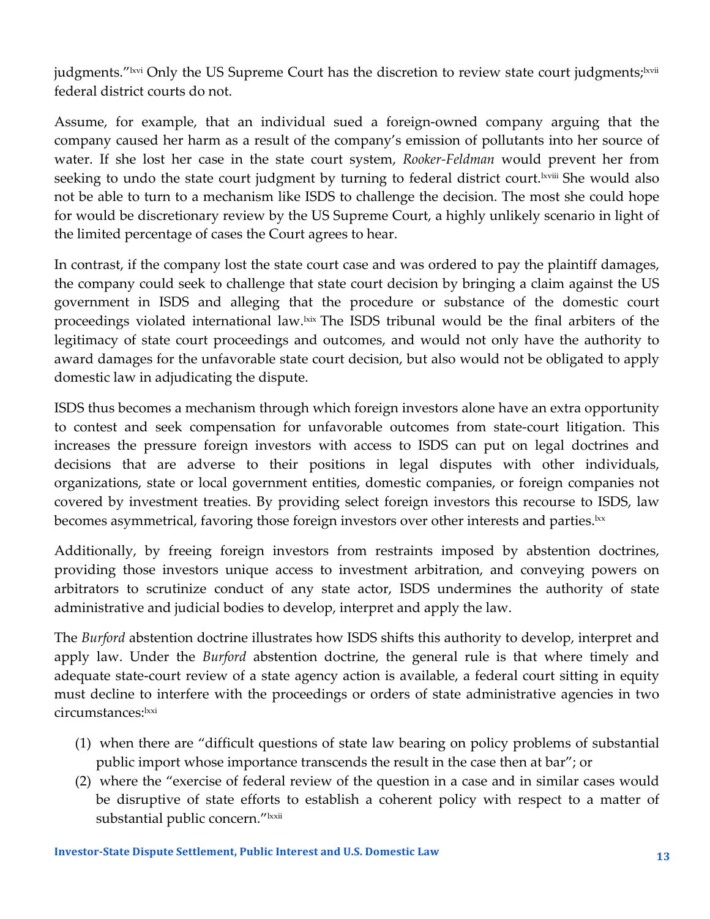judgments."[lxvi] Only the US Supreme Court has the discretion to review state court judgments;[lxvii] federal district courts do not.

Assume, for example, that an individual sued a foreign-owned company arguing that the company caused her harm as a result of the company's emission of pollutants into her source of water. If she lost her case in the state court system, *Rooker-Feldman* would prevent her from seeking to undo the state court judgment by turning to federal district court.[lxviii] She would also not be able to turn to a mechanism like ISDS to challenge the decision. The most she could hope for would be discretionary review by the US Supreme Court, a highly unlikely scenario in light of the limited percentage of cases the Court agrees to hear.

In contrast, if the company lost the state court case and was ordered to pay the plaintiff damages, the company could seek to challenge that state court decision by bringing a claim against the US government in ISDS and alleging that the procedure or substance of the domestic court proceedings violated international law.[lxix] The ISDS tribunal would be the final arbiters of the legitimacy of state court proceedings and outcomes, and would not only have the authority to award damages for the unfavorable state court decision, but also would not be obligated to apply domestic law in adjudicating the dispute.

ISDS thus becomes a mechanism through which foreign investors alone have an extra opportunity to contest and seek compensation for unfavorable outcomes from state-court litigation. This increases the pressure foreign investors with access to ISDS can put on legal doctrines and decisions that are adverse to their positions in legal disputes with other individuals, organizations, state or local government entities, domestic companies, or foreign companies not covered by investment treaties. By providing select foreign investors this recourse to ISDS, law becomes asymmetrical, favoring those foreign investors over other interests and parties.[lxx]

Additionally, by freeing foreign investors from restraints imposed by abstention doctrines, providing those investors unique access to investment arbitration, and conveying powers on arbitrators to scrutinize conduct of any state actor, ISDS undermines the authority of state administrative and judicial bodies to develop, interpret and apply the law.

The *Burford* abstention doctrine illustrates how ISDS shifts this authority to develop, interpret and apply law. Under the *Burford* abstention doctrine, the general rule is that where timely and adequate state-court review of a state agency action is available, a federal court sitting in equity must decline to interfere with the proceedings or orders of state administrative agencies in two circumstances:[lxxi]

(1) when there are "difficult questions of state law bearing on policy problems of substantial public import whose importance transcends the result in the case then at bar"; or
(2) where the "exercise of federal review of the question in a case and in similar cases would be disruptive of state efforts to establish a coherent policy with respect to a matter of substantial public concern."[lxxii]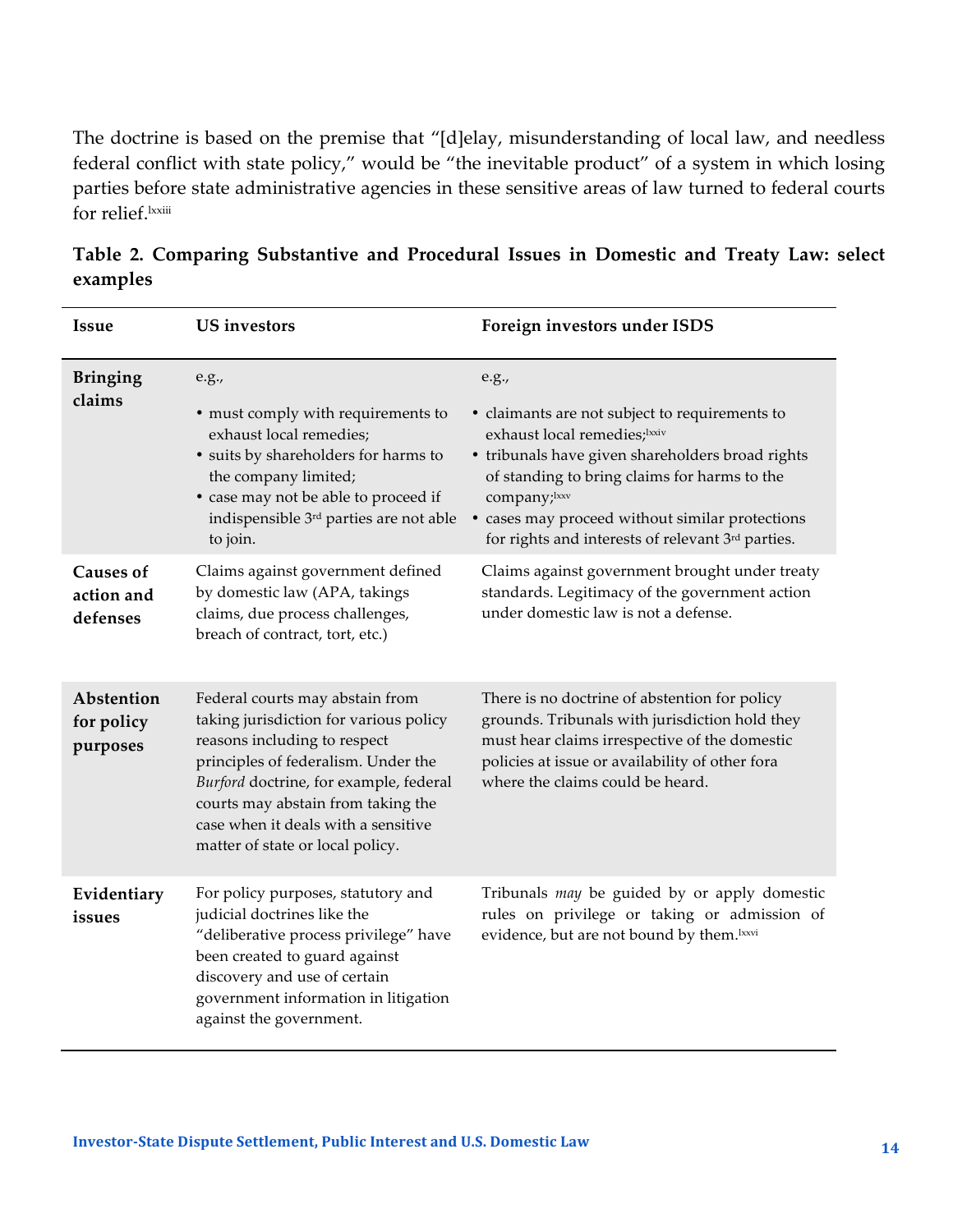The doctrine is based on the premise that "[d]elay, misunderstanding of local law, and needless federal conflict with state policy," would be "the inevitable product" of a system in which losing parties before state administrative agencies in these sensitive areas of law turned to federal courts for relief.[lxxiii]

**Table 2. Comparing Substantive and Procedural Issues in Domestic and Treaty Law: select examples**

| Issue | US investors | Foreign investors under ISDS |
|---|---|---|
| **Bringing claims** | e.g.,<br>• must comply with requirements to exhaust local remedies;<br>• suits by shareholders for harms to the company limited;<br>• case may not be able to proceed if indispensible 3rd parties are not able to join. | e.g.,<br>• claimants are not subject to requirements to exhaust local remedies;[lxxiv]<br>• tribunals have given shareholders broad rights of standing to bring claims for harms to the company;[lxxv]<br>• cases may proceed without similar protections for rights and interests of relevant 3rd parties. |
| **Causes of action and defenses** | Claims against government defined by domestic law (APA, takings claims, due process challenges, breach of contract, tort, etc.) | Claims against government brought under treaty standards. Legitimacy of the government action under domestic law is not a defense. |
| **Abstention for policy purposes** | Federal courts may abstain from taking jurisdiction for various policy reasons including to respect principles of federalism. Under the *Burford* doctrine, for example, federal courts may abstain from taking the case when it deals with a sensitive matter of state or local policy. | There is no doctrine of abstention for policy grounds. Tribunals with jurisdiction hold they must hear claims irrespective of the domestic policies at issue or availability of other fora where the claims could be heard. |
| **Evidentiary issues** | For policy purposes, statutory and judicial doctrines like the "deliberative process privilege" have been created to guard against discovery and use of certain government information in litigation against the government. | Tribunals *may* be guided by or apply domestic rules on privilege or taking or admission of evidence, but are not bound by them.[lxxvi] |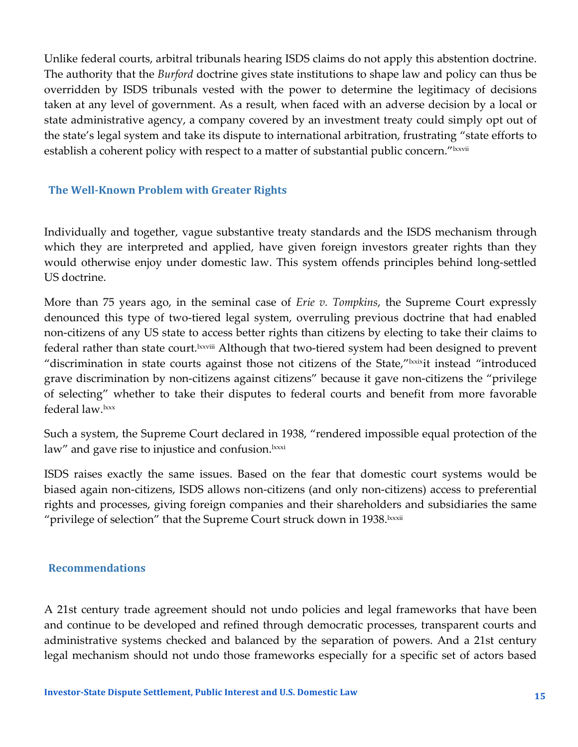Unlike federal courts, arbitral tribunals hearing ISDS claims do not apply this abstention doctrine. The authority that the *Burford* doctrine gives state institutions to shape law and policy can thus be overridden by ISDS tribunals vested with the power to determine the legitimacy of decisions taken at any level of government. As a result, when faced with an adverse decision by a local or state administrative agency, a company covered by an investment treaty could simply opt out of the state's legal system and take its dispute to international arbitration, frustrating "state efforts to establish a coherent policy with respect to a matter of substantial public concern."[lxxvii]

## The Well-Known Problem with Greater Rights

Individually and together, vague substantive treaty standards and the ISDS mechanism through which they are interpreted and applied, have given foreign investors greater rights than they would otherwise enjoy under domestic law. This system offends principles behind long-settled US doctrine.

More than 75 years ago, in the seminal case of *Erie v. Tompkins*, the Supreme Court expressly denounced this type of two-tiered legal system, overruling previous doctrine that had enabled non-citizens of any US state to access better rights than citizens by electing to take their claims to federal rather than state court.[lxxviii] Although that two-tiered system had been designed to prevent "discrimination in state courts against those not citizens of the State,"[lxxix]it instead "introduced grave discrimination by non-citizens against citizens" because it gave non-citizens the "privilege of selecting" whether to take their disputes to federal courts and benefit from more favorable federal law.[lxxx]

Such a system, the Supreme Court declared in 1938, "rendered impossible equal protection of the law" and gave rise to injustice and confusion.[lxxxi]

ISDS raises exactly the same issues. Based on the fear that domestic court systems would be biased again non-citizens, ISDS allows non-citizens (and only non-citizens) access to preferential rights and processes, giving foreign companies and their shareholders and subsidiaries the same "privilege of selection" that the Supreme Court struck down in 1938.[lxxxii]

## Recommendations

A 21st century trade agreement should not undo policies and legal frameworks that have been and continue to be developed and refined through democratic processes, transparent courts and administrative systems checked and balanced by the separation of powers. And a 21st century legal mechanism should not undo those frameworks especially for a specific set of actors based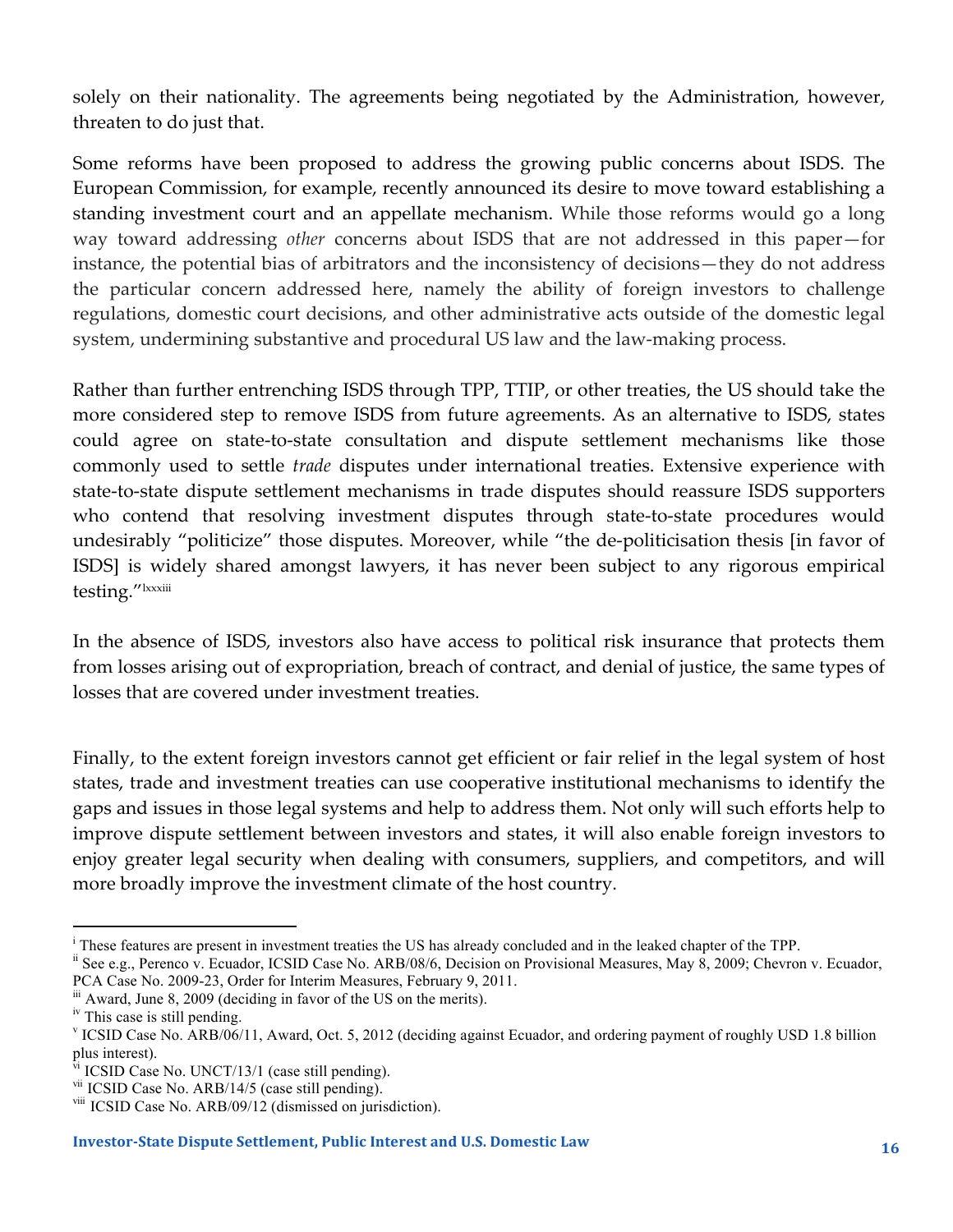solely on their nationality. The agreements being negotiated by the Administration, however, threaten to do just that.

Some reforms have been proposed to address the growing public concerns about ISDS. The European Commission, for example, recently announced its desire to move toward establishing a standing investment court and an appellate mechanism. While those reforms would go a long way toward addressing *other* concerns about ISDS that are not addressed in this paper—for instance, the potential bias of arbitrators and the inconsistency of decisions—they do not address the particular concern addressed here, namely the ability of foreign investors to challenge regulations, domestic court decisions, and other administrative acts outside of the domestic legal system, undermining substantive and procedural US law and the law-making process.

Rather than further entrenching ISDS through TPP, TTIP, or other treaties, the US should take the more considered step to remove ISDS from future agreements. As an alternative to ISDS, states could agree on state-to-state consultation and dispute settlement mechanisms like those commonly used to settle *trade* disputes under international treaties. Extensive experience with state-to-state dispute settlement mechanisms in trade disputes should reassure ISDS supporters who contend that resolving investment disputes through state-to-state procedures would undesirably "politicize" those disputes. Moreover, while "the de-politicisation thesis [in favor of ISDS] is widely shared amongst lawyers, it has never been subject to any rigorous empirical testing."[lxxxiii]

In the absence of ISDS, investors also have access to political risk insurance that protects them from losses arising out of expropriation, breach of contract, and denial of justice, the same types of losses that are covered under investment treaties.

Finally, to the extent foreign investors cannot get efficient or fair relief in the legal system of host states, trade and investment treaties can use cooperative institutional mechanisms to identify the gaps and issues in those legal systems and help to address them. Not only will such efforts help to improve dispute settlement between investors and states, it will also enable foreign investors to enjoy greater legal security when dealing with consumers, suppliers, and competitors, and will more broadly improve the investment climate of the host country.

---

[i] These features are present in investment treaties the US has already concluded and in the leaked chapter of the TPP.

[ii] See e.g., Perenco v. Ecuador, ICSID Case No. ARB/08/6, Decision on Provisional Measures, May 8, 2009; Chevron v. Ecuador, PCA Case No. 2009-23, Order for Interim Measures, February 9, 2011.

[iii] Award, June 8, 2009 (deciding in favor of the US on the merits).

[iv] This case is still pending.

[v] ICSID Case No. ARB/06/11, Award, Oct. 5, 2012 (deciding against Ecuador, and ordering payment of roughly USD 1.8 billion plus interest).

[vi] ICSID Case No. UNCT/13/1 (case still pending).

[vii] ICSID Case No. ARB/14/5 (case still pending).

[viii] ICSID Case No. ARB/09/12 (dismissed on jurisdiction).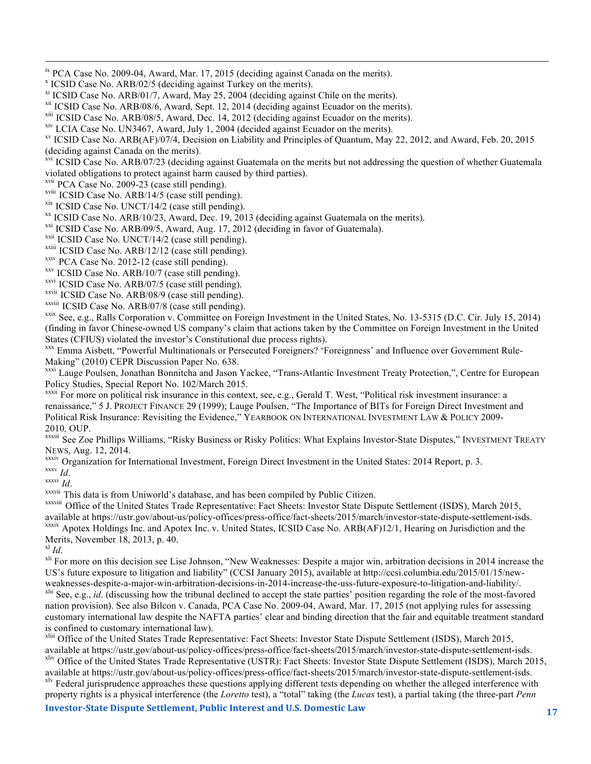[ix] PCA Case No. 2009-04, Award, Mar. 17, 2015 (deciding against Canada on the merits).
[x] ICSID Case No. ARB/02/5 (deciding against Turkey on the merits).
[xi] ICSID Case No. ARB/01/7, Award, May 25, 2004 (deciding against Chile on the merits).
[xii] ICSID Case No. ARB/08/6, Award, Sept. 12, 2014 (deciding against Ecuador on the merits).
[xiii] ICSID Case No. ARB/08/5, Award, Dec. 14, 2012 (deciding against Ecuador on the merits).
[xiv] LCIA Case No. UN3467, Award, July 1, 2004 (decided against Ecuador on the merits).
[xv] ICSID Case No. ARB(AF)/07/4, Decision on Liability and Principles of Quantum, May 22, 2012, and Award, Feb. 20, 2015 (deciding against Canada on the merits).
[xvi] ICSID Case No. ARB/07/23 (deciding against Guatemala on the merits but not addressing the question of whether Guatemala violated obligations to protect against harm caused by third parties).
[xvii] PCA Case No. 2009-23 (case still pending).
[xviii] ICSID Case No. ARB/14/5 (case still pending).
[xix] ICSID Case No. UNCT/14/2 (case still pending).
[xx] ICSID Case No. ARB/10/23, Award, Dec. 19, 2013 (deciding against Guatemala on the merits).
[xxi] ICSID Case No. ARB/09/5, Award, Aug. 17, 2012 (deciding in favor of Guatemala).
[xxii] ICSID Case No. UNCT/14/2 (case still pending).
[xxiii] ICSID Case No. ARB/12/12 (case still pending).
[xxiv] PCA Case No. 2012-12 (case still pending).
[xxv] ICSID Case No. ARB/10/7 (case still pending).
[xxvi] ICSID Case No. ARB/07/5 (case still pending).
[xxvii] ICSID Case No. ARB/08/9 (case still pending).
[xxviii] ICSID Case No. ARB/07/8 (case still pending).
[xxix] See, e.g., Ralls Corporation v. Committee on Foreign Investment in the United States, No. 13-5315 (D.C. Cir. July 15, 2014) (finding in favor Chinese-owned US company's claim that actions taken by the Committee on Foreign Investment in the United States (CFIUS) violated the investor's Constitutional due process rights).
[xxx] Emma Aisbett, "Powerful Multinationals or Persecuted Foreigners? 'Foreignness' and Influence over Government Rule-Making" (2010) CEPR Discussion Paper No. 638.
[xxxi] Lauge Poulsen, Jonathan Bonnitcha and Jason Yackee, "Trans-Atlantic Investment Treaty Protection,", Centre for European Policy Studies, Special Report No. 102/March 2015.
[xxxii] For more on political risk insurance in this context, see, e.g., Gerald T. West, "Political risk investment insurance: a renaissance," 5 J. PROJECT FINANCE 29 (1999); Lauge Poulsen, "The Importance of BITs for Foreign Direct Investment and Political Risk Insurance: Revisiting the Evidence," YEARBOOK ON INTERNATIONAL INVESTMENT LAW & POLICY 2009-2010*,* OUP.
[xxxiii] See Zoe Phillips Williams, "Risky Business or Risky Politics: What Explains Investor-State Disputes," INVESTMENT TREATY NEWS, Aug. 12, 2014.
[xxxiv] Organization for International Investment, Foreign Direct Investment in the United States: 2014 Report, p. 3.
[xxxv] *Id*.
[xxxvi] *Id*.
[xxxvii] This data is from Uniworld's database, and has been compiled by Public Citizen.
[xxxviii] Office of the United States Trade Representative: Fact Sheets: Investor State Dispute Settlement (ISDS), March 2015, available at https://ustr.gov/about-us/policy-offices/press-office/fact-sheets/2015/march/investor-state-dispute-settlement-isds.
[xxxix] Apotex Holdings Inc. and Apotex Inc. v. United States, ICSID Case No. ARB(AF)12/1, Hearing on Jurisdiction and the Merits, November 18, 2013, p. 40.
[xl] *Id*.
[xli] For more on this decision see Lise Johnson, "New Weaknesses: Despite a major win, arbitration decisions in 2014 increase the US's future exposure to litigation and liability" (CCSI January 2015), available at http://ccsi.columbia.edu/2015/01/15/new-weaknesses-despite-a-major-win-arbitration-decisions-in-2014-increase-the-uss-future-exposure-to-litigation-and-liability/.
[xlii] See, e.g., *id*. (discussing how the tribunal declined to accept the state parties' position regarding the role of the most-favored nation provision). See also Bilcon v. Canada, PCA Case No. 2009-04, Award, Mar. 17, 2015 (not applying rules for assessing customary international law despite the NAFTA parties' clear and binding direction that the fair and equitable treatment standard is confined to customary international law).
[xliii] Office of the United States Trade Representative: Fact Sheets: Investor State Dispute Settlement (ISDS), March 2015, available at https://ustr.gov/about-us/policy-offices/press-office/fact-sheets/2015/march/investor-state-dispute-settlement-isds.
[xliv] Office of the United States Trade Representative (USTR): Fact Sheets: Investor State Dispute Settlement (ISDS), March 2015, available at https://ustr.gov/about-us/policy-offices/press-office/fact-sheets/2015/march/investor-state-dispute-settlement-isds.
[xlv] Federal jurisprudence approaches these questions applying different tests depending on whether the alleged interference with property rights is a physical interference (the *Loretto* test), a "total" taking (the *Lucas* test), a partial taking (the three-part *Penn*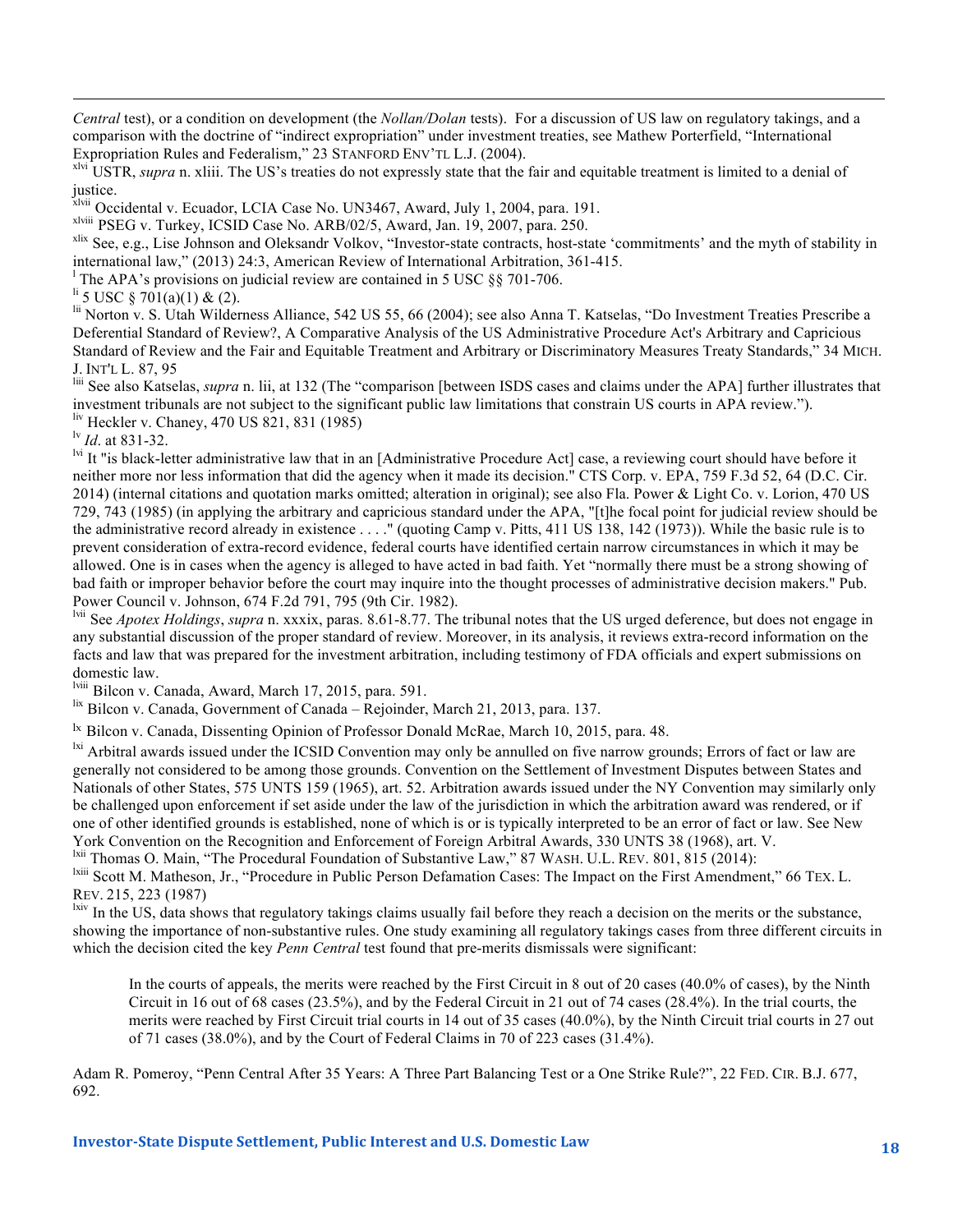*Central* test), or a condition on development (the *Nollan/Dolan* tests). For a discussion of US law on regulatory takings, and a comparison with the doctrine of "indirect expropriation" under investment treaties, see Mathew Porterfield, "International Expropriation Rules and Federalism," 23 STANFORD ENV'TL L.J. (2004).

[xlvi] USTR, *supra* n. xliii. The US's treaties do not expressly state that the fair and equitable treatment is limited to a denial of justice.

[xlvii] Occidental v. Ecuador, LCIA Case No. UN3467, Award, July 1, 2004, para. 191.

[xlviii] PSEG v. Turkey, ICSID Case No. ARB/02/5, Award, Jan. 19, 2007, para. 250.

[xlix] See, e.g., Lise Johnson and Oleksandr Volkov, "Investor-state contracts, host-state 'commitments' and the myth of stability in international law," (2013) 24:3, American Review of International Arbitration, 361-415.

[l] The APA's provisions on judicial review are contained in 5 USC §§ 701-706.

[li] 5 USC § 701(a)(1) & (2).

[lii] Norton v. S. Utah Wilderness Alliance, 542 US 55, 66 (2004); see also Anna T. Katselas, "Do Investment Treaties Prescribe a Deferential Standard of Review?, A Comparative Analysis of the US Administrative Procedure Act's Arbitrary and Capricious Standard of Review and the Fair and Equitable Treatment and Arbitrary or Discriminatory Measures Treaty Standards," 34 MICH. J. INT'L L. 87, 95

[liii] See also Katselas, *supra* n. lii, at 132 (The "comparison [between ISDS cases and claims under the APA] further illustrates that investment tribunals are not subject to the significant public law limitations that constrain US courts in APA review.").

[liv] Heckler v. Chaney, 470 US 821, 831 (1985)

[lv] *Id*. at 831-32.

[lvi] It "is black-letter administrative law that in an [Administrative Procedure Act] case, a reviewing court should have before it neither more nor less information that did the agency when it made its decision." CTS Corp. v. EPA, 759 F.3d 52, 64 (D.C. Cir. 2014) (internal citations and quotation marks omitted; alteration in original); see also Fla. Power & Light Co. v. Lorion, 470 US 729, 743 (1985) (in applying the arbitrary and capricious standard under the APA, "[t]he focal point for judicial review should be the administrative record already in existence . . . ." (quoting Camp v. Pitts, 411 US 138, 142 (1973)). While the basic rule is to prevent consideration of extra-record evidence, federal courts have identified certain narrow circumstances in which it may be allowed. One is in cases when the agency is alleged to have acted in bad faith. Yet "normally there must be a strong showing of bad faith or improper behavior before the court may inquire into the thought processes of administrative decision makers." Pub. Power Council v. Johnson, 674 F.2d 791, 795 (9th Cir. 1982).

[lvii] See *Apotex Holdings*, *supra* n. xxxix, paras. 8.61-8.77. The tribunal notes that the US urged deference, but does not engage in any substantial discussion of the proper standard of review. Moreover, in its analysis, it reviews extra-record information on the facts and law that was prepared for the investment arbitration, including testimony of FDA officials and expert submissions on domestic law.

[lviii] Bilcon v. Canada, Award, March 17, 2015, para. 591.

[lix] Bilcon v. Canada, Government of Canada – Rejoinder, March 21, 2013, para. 137.

[lx] Bilcon v. Canada, Dissenting Opinion of Professor Donald McRae, March 10, 2015, para. 48.

[lxi] Arbitral awards issued under the ICSID Convention may only be annulled on five narrow grounds; Errors of fact or law are generally not considered to be among those grounds. Convention on the Settlement of Investment Disputes between States and Nationals of other States, 575 UNTS 159 (1965), art. 52. Arbitration awards issued under the NY Convention may similarly only be challenged upon enforcement if set aside under the law of the jurisdiction in which the arbitration award was rendered, or if one of other identified grounds is established, none of which is or is typically interpreted to be an error of fact or law. See New York Convention on the Recognition and Enforcement of Foreign Arbitral Awards, 330 UNTS 38 (1968), art. V.

[lxii] Thomas O. Main, "The Procedural Foundation of Substantive Law," 87 WASH. U.L. REV. 801, 815 (2014):

[lxiii] Scott M. Matheson, Jr., "Procedure in Public Person Defamation Cases: The Impact on the First Amendment," 66 TEX. L. REV. 215, 223 (1987)

[lxiv] In the US, data shows that regulatory takings claims usually fail before they reach a decision on the merits or the substance, showing the importance of non-substantive rules. One study examining all regulatory takings cases from three different circuits in which the decision cited the key *Penn Central* test found that pre-merits dismissals were significant:

> In the courts of appeals, the merits were reached by the First Circuit in 8 out of 20 cases (40.0% of cases), by the Ninth Circuit in 16 out of 68 cases (23.5%), and by the Federal Circuit in 21 out of 74 cases (28.4%). In the trial courts, the merits were reached by First Circuit trial courts in 14 out of 35 cases (40.0%), by the Ninth Circuit trial courts in 27 out of 71 cases (38.0%), and by the Court of Federal Claims in 70 of 223 cases (31.4%).

Adam R. Pomeroy, "Penn Central After 35 Years: A Three Part Balancing Test or a One Strike Rule?", 22 FED. CIR. B.J. 677, 692.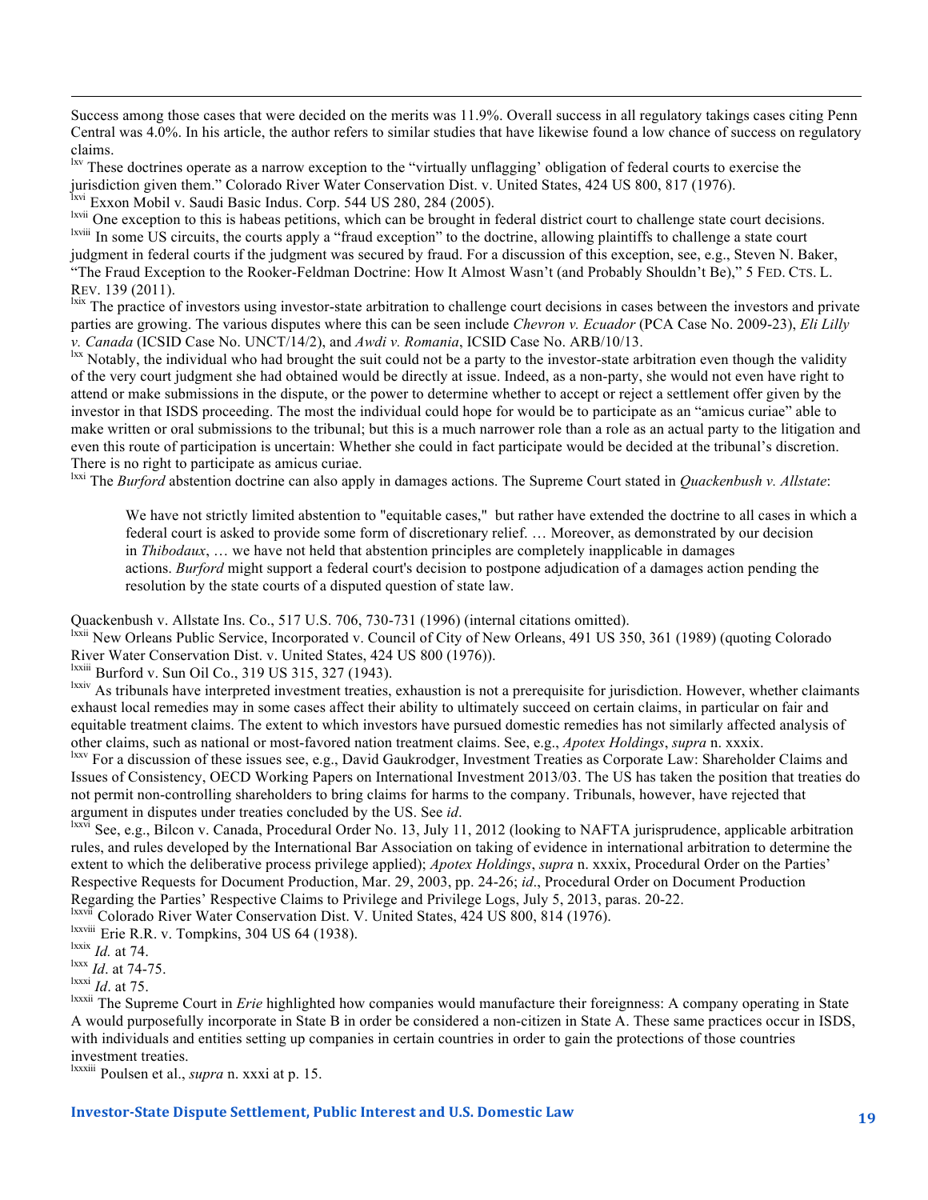Success among those cases that were decided on the merits was 11.9%. Overall success in all regulatory takings cases citing Penn Central was 4.0%. In his article, the author refers to similar studies that have likewise found a low chance of success on regulatory claims.

[lxv] These doctrines operate as a narrow exception to the "virtually unflagging' obligation of federal courts to exercise the jurisdiction given them." Colorado River Water Conservation Dist. v. United States, 424 US 800, 817 (1976).

[lxvi] Exxon Mobil v. Saudi Basic Indus. Corp. 544 US 280, 284 (2005).

[lxvii] One exception to this is habeas petitions, which can be brought in federal district court to challenge state court decisions.

[lxviii] In some US circuits, the courts apply a "fraud exception" to the doctrine, allowing plaintiffs to challenge a state court judgment in federal courts if the judgment was secured by fraud. For a discussion of this exception, see, e.g., Steven N. Baker, "The Fraud Exception to the Rooker-Feldman Doctrine: How It Almost Wasn't (and Probably Shouldn't Be)," 5 FED. CTS. L. REV. 139 (2011).

[lxix] The practice of investors using investor-state arbitration to challenge court decisions in cases between the investors and private parties are growing. The various disputes where this can be seen include *Chevron v. Ecuador* (PCA Case No. 2009-23), *Eli Lilly v. Canada* (ICSID Case No. UNCT/14/2), and *Awdi v. Romania*, ICSID Case No. ARB/10/13.

[lxx] Notably, the individual who had brought the suit could not be a party to the investor-state arbitration even though the validity of the very court judgment she had obtained would be directly at issue. Indeed, as a non-party, she would not even have right to attend or make submissions in the dispute, or the power to determine whether to accept or reject a settlement offer given by the investor in that ISDS proceeding. The most the individual could hope for would be to participate as an "amicus curiae" able to make written or oral submissions to the tribunal; but this is a much narrower role than a role as an actual party to the litigation and even this route of participation is uncertain: Whether she could in fact participate would be decided at the tribunal's discretion. There is no right to participate as amicus curiae.

[lxxi] The *Burford* abstention doctrine can also apply in damages actions. The Supreme Court stated in *Quackenbush v. Allstate*:

> We have not strictly limited abstention to "equitable cases," but rather have extended the doctrine to all cases in which a federal court is asked to provide some form of discretionary relief. … Moreover, as demonstrated by our decision in *Thibodaux*, … we have not held that abstention principles are completely inapplicable in damages actions. *Burford* might support a federal court's decision to postpone adjudication of a damages action pending the resolution by the state courts of a disputed question of state law.

Quackenbush v. Allstate Ins. Co., 517 U.S. 706, 730-731 (1996) (internal citations omitted).

[lxxii] New Orleans Public Service, Incorporated v. Council of City of New Orleans, 491 US 350, 361 (1989) (quoting Colorado River Water Conservation Dist. v. United States, 424 US 800 (1976)).

[lxxiii] Burford v. Sun Oil Co., 319 US 315, 327 (1943).

[lxxiv] As tribunals have interpreted investment treaties, exhaustion is not a prerequisite for jurisdiction. However, whether claimants exhaust local remedies may in some cases affect their ability to ultimately succeed on certain claims, in particular on fair and equitable treatment claims. The extent to which investors have pursued domestic remedies has not similarly affected analysis of other claims, such as national or most-favored nation treatment claims. See, e.g., *Apotex Holdings*, *supra* n. xxxix.

[lxxv] For a discussion of these issues see, e.g., David Gaukrodger, Investment Treaties as Corporate Law: Shareholder Claims and Issues of Consistency, OECD Working Papers on International Investment 2013/03. The US has taken the position that treaties do not permit non-controlling shareholders to bring claims for harms to the company. Tribunals, however, have rejected that argument in disputes under treaties concluded by the US. See *id*.

[lxxvi] See, e.g., Bilcon v. Canada, Procedural Order No. 13, July 11, 2012 (looking to NAFTA jurisprudence, applicable arbitration rules, and rules developed by the International Bar Association on taking of evidence in international arbitration to determine the extent to which the deliberative process privilege applied); *Apotex Holdings*, *supra* n. xxxix, Procedural Order on the Parties' Respective Requests for Document Production, Mar. 29, 2003, pp. 24-26; *id*., Procedural Order on Document Production Regarding the Parties' Respective Claims to Privilege and Privilege Logs, July 5, 2013, paras. 20-22.

[lxxvii] Colorado River Water Conservation Dist. V. United States, 424 US 800, 814 (1976).

[lxxviii] Erie R.R. v. Tompkins, 304 US 64 (1938).

[lxxix] *Id.* at 74.

[lxxx] *Id*. at 74-75.

[lxxxi] *Id*. at 75.

[lxxxii] The Supreme Court in *Erie* highlighted how companies would manufacture their foreignness: A company operating in State A would purposefully incorporate in State B in order be considered a non-citizen in State A. These same practices occur in ISDS, with individuals and entities setting up companies in certain countries in order to gain the protections of those countries investment treaties.

[lxxxiii] Poulsen et al., *supra* n. xxxi at p. 15.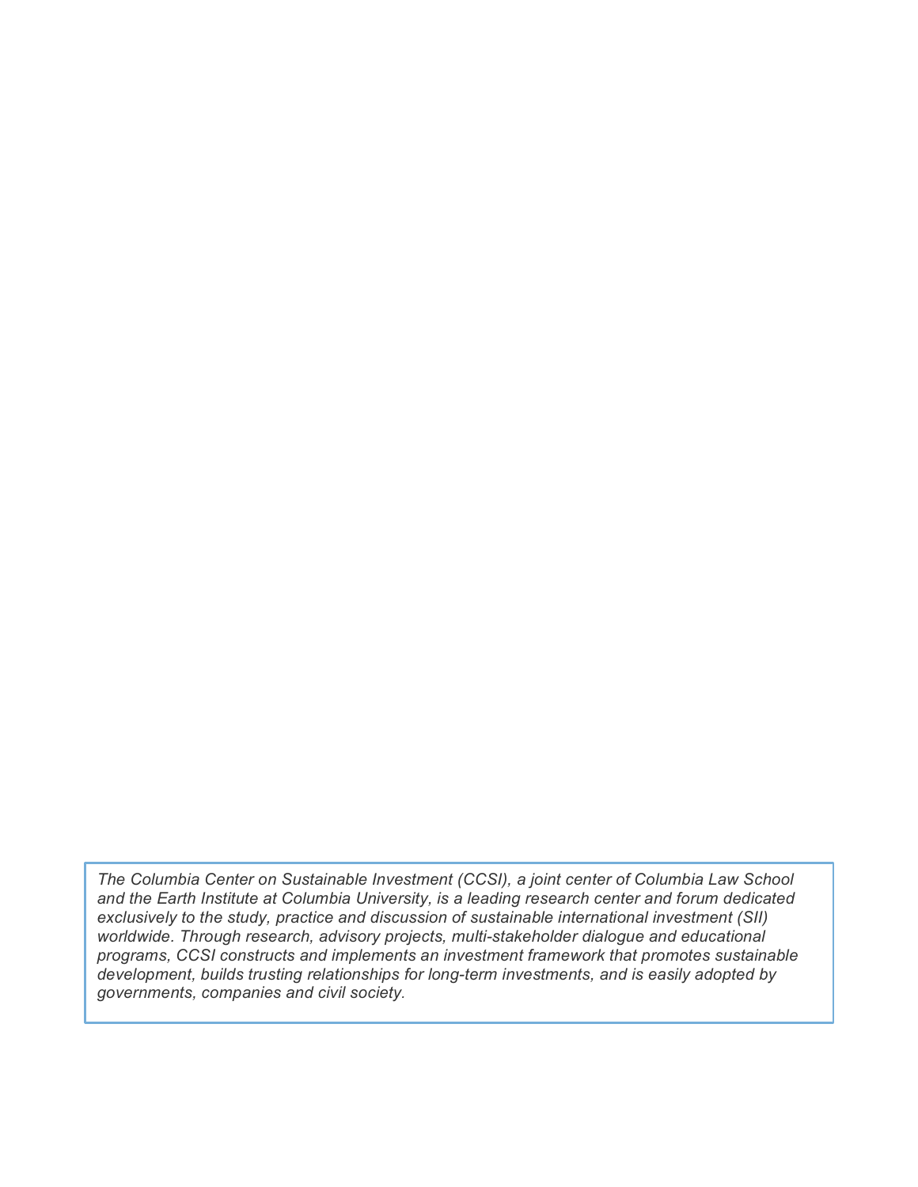*The Columbia Center on Sustainable Investment (CCSI), a joint center of Columbia Law School and the Earth Institute at Columbia University, is a leading research center and forum dedicated exclusively to the study, practice and discussion of sustainable international investment (SII) worldwide. Through research, advisory projects, multi-stakeholder dialogue and educational programs, CCSI constructs and implements an investment framework that promotes sustainable development, builds trusting relationships for long-term investments, and is easily adopted by governments, companies and civil society.*